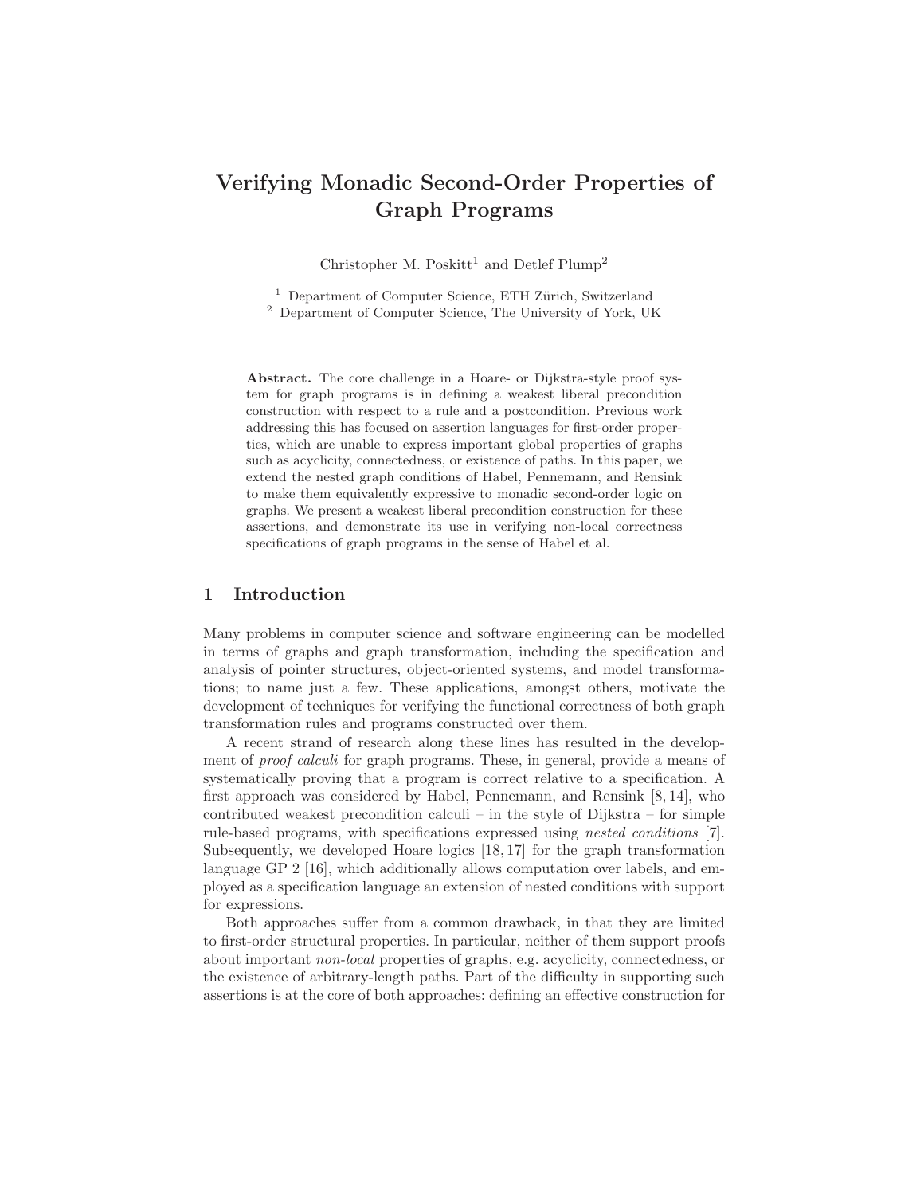# Verifying Monadic Second-Order Properties of Graph Programs

Christopher M. Poskitt[1] and Detlef Plump[2]

[1] Department of Computer Science, ETH Zürich, Switzerland
[2] Department of Computer Science, The University of York, UK

**Abstract.** The core challenge in a Hoare- or Dijkstra-style proof system for graph programs is in defining a weakest liberal precondition construction with respect to a rule and a postcondition. Previous work addressing this has focused on assertion languages for first-order properties, which are unable to express important global properties of graphs such as acyclicity, connectedness, or existence of paths. In this paper, we extend the nested graph conditions of Habel, Pennemann, and Rensink to make them equivalently expressive to monadic second-order logic on graphs. We present a weakest liberal precondition construction for these assertions, and demonstrate its use in verifying non-local correctness specifications of graph programs in the sense of Habel et al.

## 1 Introduction

Many problems in computer science and software engineering can be modelled in terms of graphs and graph transformation, including the specification and analysis of pointer structures, object-oriented systems, and model transformations; to name just a few. These applications, amongst others, motivate the development of techniques for verifying the functional correctness of both graph transformation rules and programs constructed over them.

A recent strand of research along these lines has resulted in the development of *proof calculi* for graph programs. These, in general, provide a means of systematically proving that a program is correct relative to a specification. A first approach was considered by Habel, Pennemann, and Rensink [8, 14], who contributed weakest precondition calculi – in the style of Dijkstra – for simple rule-based programs, with specifications expressed using *nested conditions* [7]. Subsequently, we developed Hoare logics [18, 17] for the graph transformation language GP 2 [16], which additionally allows computation over labels, and employed as a specification language an extension of nested conditions with support for expressions.

Both approaches suffer from a common drawback, in that they are limited to first-order structural properties. In particular, neither of them support proofs about important *non-local* properties of graphs, e.g. acyclicity, connectedness, or the existence of arbitrary-length paths. Part of the difficulty in supporting such assertions is at the core of both approaches: defining an effective construction for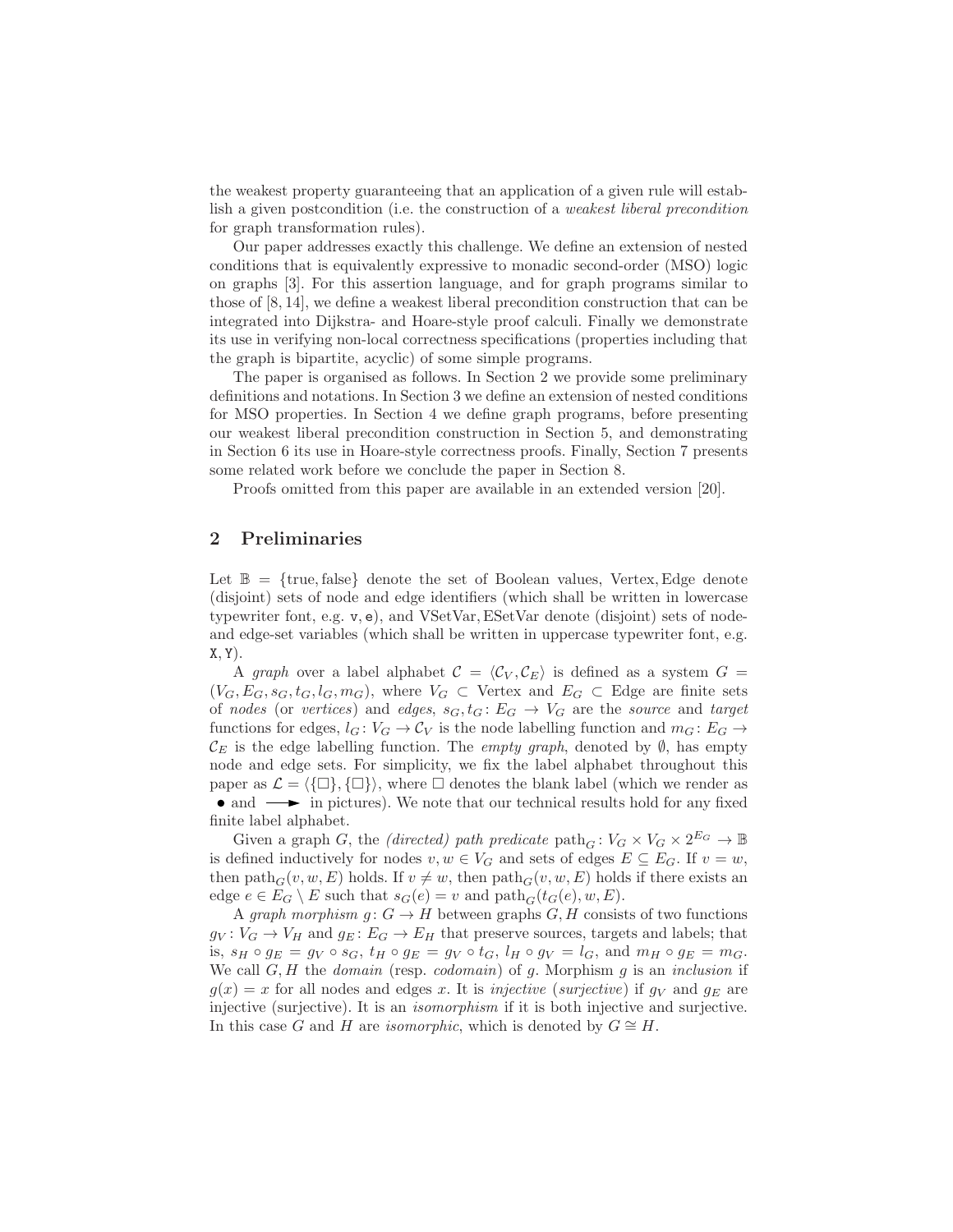the weakest property guaranteeing that an application of a given rule will establish a given postcondition (i.e. the construction of a *weakest liberal precondition* for graph transformation rules).

Our paper addresses exactly this challenge. We define an extension of nested conditions that is equivalently expressive to monadic second-order (MSO) logic on graphs [3]. For this assertion language, and for graph programs similar to those of [8, 14], we define a weakest liberal precondition construction that can be integrated into Dijkstra- and Hoare-style proof calculi. Finally we demonstrate its use in verifying non-local correctness specifications (properties including that the graph is bipartite, acyclic) of some simple programs.

The paper is organised as follows. In Section 2 we provide some preliminary definitions and notations. In Section 3 we define an extension of nested conditions for MSO properties. In Section 4 we define graph programs, before presenting our weakest liberal precondition construction in Section 5, and demonstrating in Section 6 its use in Hoare-style correctness proofs. Finally, Section 7 presents some related work before we conclude the paper in Section 8.

Proofs omitted from this paper are available in an extended version [20].

## 2 Preliminaries

Let $\mathbb{B} = \{\text{true}, \text{false}\}$ denote the set of Boolean values, Vertex, Edge denote (disjoint) sets of node and edge identifiers (which shall be written in lowercase typewriter font, e.g. $\mathtt{v}, \mathtt{e}$), and VSetVar, ESetVar denote (disjoint) sets of node- and edge-set variables (which shall be written in uppercase typewriter font, e.g. $\mathtt{X}, \mathtt{Y}$).

A *graph* over a label alphabet $\mathcal{C} = \langle \mathcal{C}_V, \mathcal{C}_E \rangle$ is defined as a system $G = (V_G, E_G, s_G, t_G, l_G, m_G)$, where $V_G \subset \text{Vertex}$ and $E_G \subset \text{Edge}$ are finite sets of *nodes* (or *vertices*) and *edges*, $s_G, t_G \colon E_G \to V_G$ are the *source* and *target* functions for edges, $l_G \colon V_G \to \mathcal{C}_V$ is the node labelling function and $m_G \colon E_G \to \mathcal{C}_E$ is the edge labelling function. The *empty graph*, denoted by $\emptyset$, has empty node and edge sets. For simplicity, we fix the label alphabet throughout this paper as $\mathcal{L} = \langle \{\square\}, \{\square\} \rangle$, where $\square$ denotes the blank label (which we render as $\bullet$ and $\longrightarrow$ in pictures). We note that our technical results hold for any fixed finite label alphabet.

Given a graph $G$, the *(directed) path predicate* $\text{path}_G \colon V_G \times V_G \times 2^{E_G} \to \mathbb{B}$ is defined inductively for nodes $v, w \in V_G$ and sets of edges $E \subseteq E_G$. If $v = w$, then $\text{path}_G(v, w, E)$ holds. If $v \neq w$, then $\text{path}_G(v, w, E)$ holds if there exists an edge $e \in E_G \setminus E$ such that $s_G(e) = v$ and $\text{path}_G(t_G(e), w, E)$.

A *graph morphism* $g \colon G \to H$ between graphs $G, H$ consists of two functions $g_V \colon V_G \to V_H$ and $g_E \colon E_G \to E_H$ that preserve sources, targets and labels; that is, $s_H \circ g_E = g_V \circ s_G$, $t_H \circ g_E = g_V \circ t_G$, $l_H \circ g_V = l_G$, and $m_H \circ g_E = m_G$. We call $G, H$ the *domain* (resp. *codomain*) of $g$. Morphism $g$ is an *inclusion* if $g(x) = x$ for all nodes and edges $x$. It is *injective* (*surjective*) if $g_V$ and $g_E$ are injective (surjective). It is an *isomorphism* if it is both injective and surjective. In this case $G$ and $H$ are *isomorphic*, which is denoted by $G \cong H$.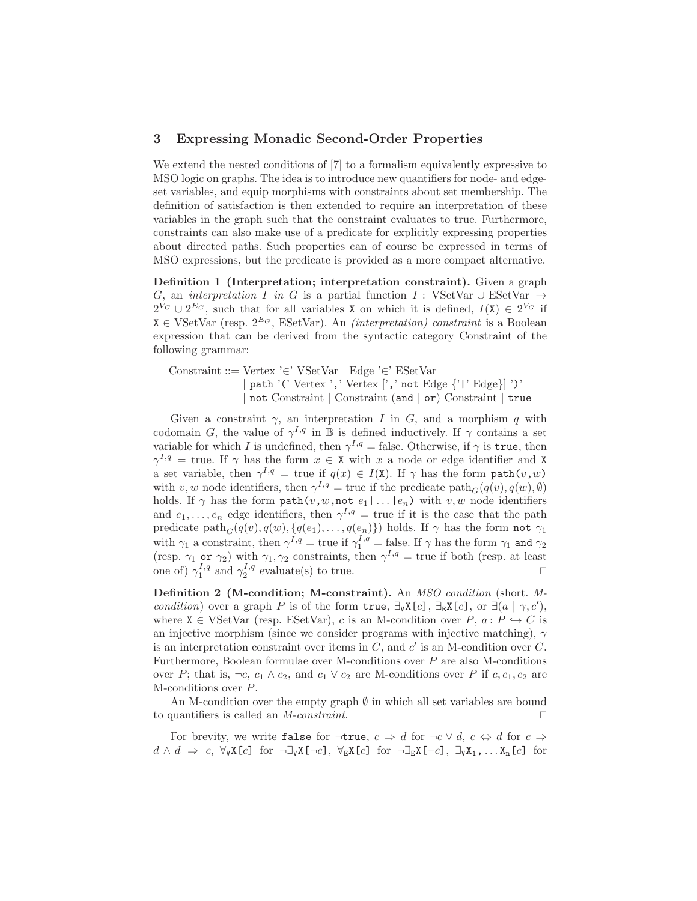## 3 Expressing Monadic Second-Order Properties

We extend the nested conditions of [7] to a formalism equivalently expressive to MSO logic on graphs. The idea is to introduce new quantifiers for node- and edge-set variables, and equip morphisms with constraints about set membership. The definition of satisfaction is then extended to require an interpretation of these variables in the graph such that the constraint evaluates to true. Furthermore, constraints can also make use of a predicate for explicitly expressing properties about directed paths. Such properties can of course be expressed in terms of MSO expressions, but the predicate is provided as a more compact alternative.

**Definition 1 (Interpretation; interpretation constraint).** Given a graph $G$, an *interpretation* $I$ *in* $G$ is a partial function $I : \text{VSetVar} \cup \text{ESetVar} \to 2^{V_G} \cup 2^{E_G}$, such that for all variables $\mathtt{X}$ on which it is defined, $I(\mathtt{X}) \in 2^{V_G}$ if $\mathtt{X} \in \text{VSetVar}$ (resp. $2^{E_G}$, ESetVar). An *(interpretation) constraint* is a Boolean expression that can be derived from the syntactic category Constraint of the following grammar:

Constraint ::= Vertex '∈' VSetVar | Edge '∈' ESetVar
  | `path` '(' Vertex ',' Vertex [',' `not` Edge {'|' Edge}] ')'
  | `not` Constraint | Constraint (`and` | `or`) Constraint | `true`

Given a constraint $\gamma$, an interpretation $I$ in $G$, and a morphism $q$ with codomain $G$, the value of $\gamma^{I,q}$ in $\mathbb{B}$ is defined inductively. If $\gamma$ contains a set variable for which $I$ is undefined, then $\gamma^{I,q} = \text{false}$. Otherwise, if $\gamma$ is `true`, then $\gamma^{I,q} = \text{true}$. If $\gamma$ has the form $x \in \mathtt{X}$ with $x$ a node or edge identifier and $\mathtt{X}$ a set variable, then $\gamma^{I,q} = \text{true}$ if $q(x) \in I(\mathtt{X})$. If $\gamma$ has the form $\mathtt{path}(v,w)$ with $v, w$ node identifiers, then $\gamma^{I,q} = \text{true}$ if the predicate $\text{path}_G(q(v), q(w), \emptyset)$ holds. If $\gamma$ has the form $\mathtt{path}(v,w,\mathtt{not}\ e_1 | \ldots | e_n)$ with $v, w$ node identifiers and $e_1, \ldots, e_n$ edge identifiers, then $\gamma^{I,q} = \text{true}$ if it is the case that the path predicate $\text{path}_G(q(v), q(w), \{q(e_1), \ldots, q(e_n)\})$ holds. If $\gamma$ has the form `not` $\gamma_1$ with $\gamma_1$ a constraint, then $\gamma^{I,q} = \text{true}$ if $\gamma_1^{I,q} = \text{false}$. If $\gamma$ has the form $\gamma_1$ `and` $\gamma_2$ (resp. $\gamma_1$ `or` $\gamma_2$) with $\gamma_1, \gamma_2$ constraints, then $\gamma^{I,q} = \text{true}$ if both (resp. at least one of) $\gamma_1^{I,q}$ and $\gamma_2^{I,q}$ evaluate(s) to true. ◻

**Definition 2 (M-condition; M-constraint).** An *MSO condition* (short. *M-condition*) over a graph $P$ is of the form `true`, $\exists_{\mathtt{V}}\mathtt{X}[c]$, $\exists_{\mathtt{E}}\mathtt{X}[c]$, or $\exists(a \mid \gamma, c')$, where $\mathtt{X} \in \text{VSetVar}$ (resp. ESetVar), $c$ is an M-condition over $P$, $a : P \hookrightarrow C$ is an injective morphism (since we consider programs with injective matching), $\gamma$ is an interpretation constraint over items in $C$, and $c'$ is an M-condition over $C$. Furthermore, Boolean formulae over M-conditions over $P$ are also M-conditions over $P$; that is, $\neg c$, $c_1 \wedge c_2$, and $c_1 \vee c_2$ are M-conditions over $P$ if $c, c_1, c_2$ are M-conditions over $P$.

An M-condition over the empty graph $\emptyset$ in which all set variables are bound to quantifiers is called an *M-constraint*. ◻

For brevity, we write `false` for $\neg\mathtt{true}$, $c \Rightarrow d$ for $\neg c \vee d$, $c \Leftrightarrow d$ for $c \Rightarrow d \wedge d \Rightarrow c$, $\forall_{\mathtt{V}}\mathtt{X}[c]$ for $\neg\exists_{\mathtt{V}}\mathtt{X}[\neg c]$, $\forall_{\mathtt{E}}\mathtt{X}[c]$ for $\neg\exists_{\mathtt{E}}\mathtt{X}[\neg c]$, $\exists_{\mathtt{V}}\mathtt{X_1}, \ldots \mathtt{X_n}[c]$ for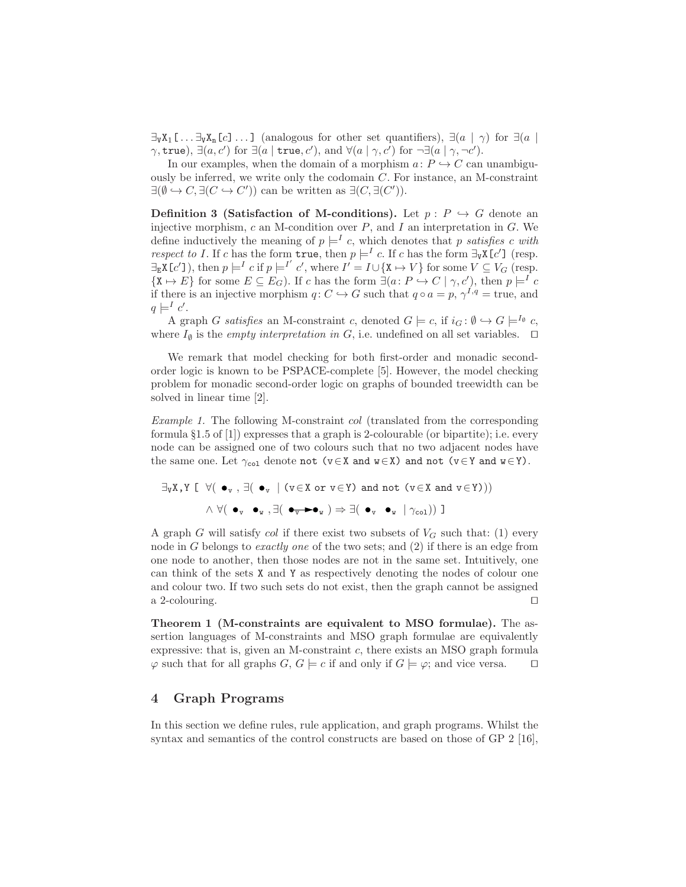$\exists_{\mathtt{V}}\mathtt{X}_1\mathtt{[}\ldots\exists_{\mathtt{V}}\mathtt{X}_n\mathtt{[}c\mathtt{]}\ldots\mathtt{]}$ (analogous for other set quantifiers), $\exists(a \mid \gamma)$ for $\exists(a \mid \gamma, \mathtt{true})$, $\exists(a, c')$ for $\exists(a \mid \mathtt{true}, c')$, and $\forall(a \mid \gamma, c')$ for $\neg\exists(a \mid \gamma, \neg c')$.

In our examples, when the domain of a morphism $a\colon P \hookrightarrow C$ can unambiguously be inferred, we write only the codomain $C$. For instance, an M-constraint $\exists(\emptyset \hookrightarrow C, \exists(C \hookrightarrow C'))$ can be written as $\exists(C, \exists(C'))$.

**Definition 3 (Satisfaction of M-conditions).** Let $p : P \hookrightarrow G$ denote an injective morphism, $c$ an M-condition over $P$, and $I$ an interpretation in $G$. We define inductively the meaning of $p \models^I c$, which denotes that $p$ *satisfies* $c$ *with respect to* $I$. If $c$ has the form $\mathtt{true}$, then $p \models^I c$. If $c$ has the form $\exists_{\mathtt{V}}\mathtt{X[}c'\mathtt{]}$ (resp. $\exists_{\mathtt{E}}\mathtt{X[}c'\mathtt{]}$), then $p \models^I c$ if $p \models^{I'} c'$, where $I' = I \cup \{\mathtt{X} \mapsto V\}$ for some $V \subseteq V_G$ (resp. $\{\mathtt{X} \mapsto E\}$ for some $E \subseteq E_G$). If $c$ has the form $\exists(a\colon P \hookrightarrow C \mid \gamma, c')$, then $p \models^I c$ if there is an injective morphism $q\colon C \hookrightarrow G$ such that $q \circ a = p$, $\gamma^{I,q} = \mathrm{true}$, and $q \models^I c'$.

A graph $G$ *satisfies* an M-constraint $c$, denoted $G \models c$, if $i_G\colon \emptyset \hookrightarrow G \models^{I_\emptyset} c$, where $I_\emptyset$ is the *empty interpretation in* $G$, i.e. undefined on all set variables. $\square$

We remark that model checking for both first-order and monadic second-order logic is known to be PSPACE-complete [5]. However, the model checking problem for monadic second-order logic on graphs of bounded treewidth can be solved in linear time [2].

*Example 1.* The following M-constraint *col* (translated from the corresponding formula §1.5 of [1]) expresses that a graph is 2-colourable (or bipartite); i.e. every node can be assigned one of two colours such that no two adjacent nodes have the same one. Let $\gamma_{\mathtt{col}}$ denote `not (v∈X and w∈X) and not (v∈Y and w∈Y)`.

$$\exists_{\mathtt{V}}\mathtt{X,Y}\ \mathtt{[}\ \forall(\ \bullet_{\mathtt{v}}\ ,\ \exists(\ \bullet_{\mathtt{v}}\ \mid \mathtt{(v{\in}X\ or\ v{\in}Y)\ and\ not\ (v{\in}X\ and\ v{\in}Y)}))$$
$$\wedge\ \forall(\ \bullet_{\mathtt{v}}\ \ \bullet_{\mathtt{w}}\ ,\ \exists(\ \bullet_{\mathtt{v}}\!\rightarrow\!\bullet_{\mathtt{w}}\ ) \Rightarrow \exists(\ \bullet_{\mathtt{v}}\ \ \bullet_{\mathtt{w}}\ \mid \gamma_{\mathtt{col}}))\ \mathtt{]}$$

A graph $G$ will satisfy *col* if there exist two subsets of $V_G$ such that: (1) every node in $G$ belongs to *exactly one* of the two sets; and (2) if there is an edge from one node to another, then those nodes are not in the same set. Intuitively, one can think of the sets `X` and `Y` as respectively denoting the nodes of colour one and colour two. If two such sets do not exist, then the graph cannot be assigned a 2-colouring. $\square$

**Theorem 1 (M-constraints are equivalent to MSO formulae).** The assertion languages of M-constraints and MSO graph formulae are equivalently expressive: that is, given an M-constraint $c$, there exists an MSO graph formula $\varphi$ such that for all graphs $G$, $G \models c$ if and only if $G \models \varphi$; and vice versa. $\square$

## 4 Graph Programs

In this section we define rules, rule application, and graph programs. Whilst the syntax and semantics of the control constructs are based on those of GP 2 [16],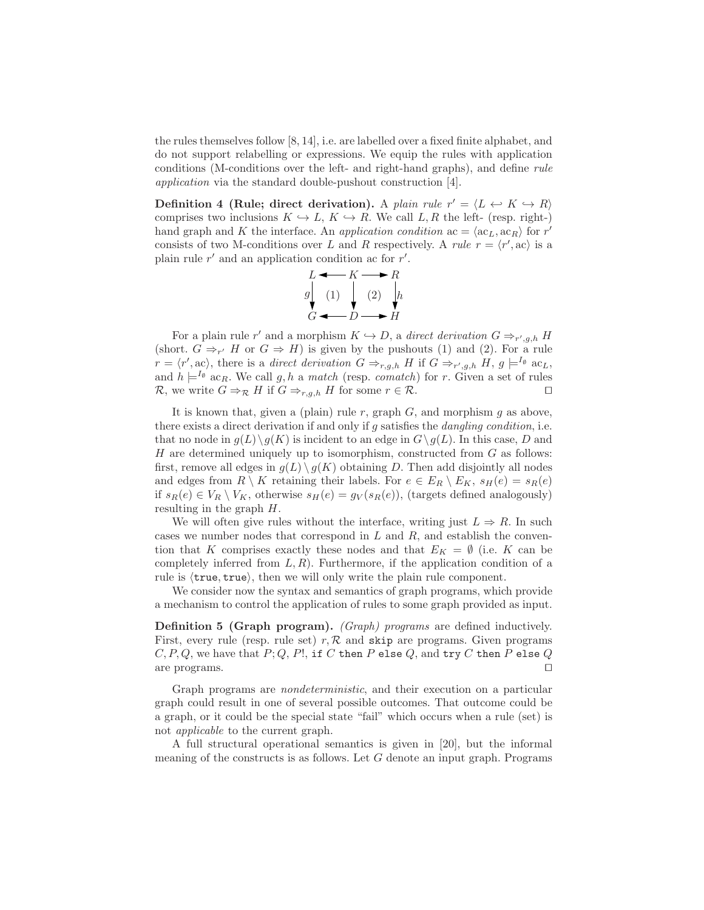the rules themselves follow [8, 14], i.e. are labelled over a fixed finite alphabet, and do not support relabelling or expressions. We equip the rules with application conditions (M-conditions over the left- and right-hand graphs), and define *rule application* via the standard double-pushout construction [4].

**Definition 4 (Rule; direct derivation).** A *plain rule* $r' = \langle L \hookleftarrow K \hookrightarrow R \rangle$ comprises two inclusions $K \hookrightarrow L$, $K \hookrightarrow R$. We call $L, R$ the left- (resp. right-) hand graph and $K$ the interface. An *application condition* $\mathrm{ac} = \langle \mathrm{ac}_L, \mathrm{ac}_R \rangle$ for $r'$ consists of two M-conditions over $L$ and $R$ respectively. A *rule* $r = \langle r', \mathrm{ac} \rangle$ is a plain rule $r'$ and an application condition ac for $r'$.

$$
\begin{array}{ccccc}
L & \longleftarrow & K & \longrightarrow & R \\
g \downarrow & (1) & \downarrow & (2) & \downarrow h \\
G & \longleftarrow & D & \longrightarrow & H
\end{array}
$$

For a plain rule $r'$ and a morphism $K \hookrightarrow D$, a *direct derivation* $G \Rightarrow_{r',g,h} H$ (short. $G \Rightarrow_{r'} H$ or $G \Rightarrow H$) is given by the pushouts (1) and (2). For a rule $r = \langle r', \mathrm{ac} \rangle$, there is a *direct derivation* $G \Rightarrow_{r,g,h} H$ if $G \Rightarrow_{r',g,h} H$, $g \models^{I_\emptyset} \mathrm{ac}_L$, and $h \models^{I_\emptyset} \mathrm{ac}_R$. We call $g, h$ a *match* (resp. *comatch*) for $r$. Given a set of rules $\mathcal{R}$, we write $G \Rightarrow_{\mathcal{R}} H$ if $G \Rightarrow_{r,g,h} H$ for some $r \in \mathcal{R}$. ◻

It is known that, given a (plain) rule $r$, graph $G$, and morphism $g$ as above, there exists a direct derivation if and only if $g$ satisfies the *dangling condition*, i.e. that no node in $g(L) \setminus g(K)$ is incident to an edge in $G \setminus g(L)$. In this case, $D$ and $H$ are determined uniquely up to isomorphism, constructed from $G$ as follows: first, remove all edges in $g(L) \setminus g(K)$ obtaining $D$. Then add disjointly all nodes and edges from $R \setminus K$ retaining their labels. For $e \in E_R \setminus E_K$, $s_H(e) = s_R(e)$ if $s_R(e) \in V_R \setminus V_K$, otherwise $s_H(e) = g_V(s_R(e))$, (targets defined analogously) resulting in the graph $H$.

We will often give rules without the interface, writing just $L \Rightarrow R$. In such cases we number nodes that correspond in $L$ and $R$, and establish the convention that $K$ comprises exactly these nodes and that $E_K = \emptyset$ (i.e. $K$ can be completely inferred from $L, R$). Furthermore, if the application condition of a rule is $\langle \mathtt{true}, \mathtt{true} \rangle$, then we will only write the plain rule component.

We consider now the syntax and semantics of graph programs, which provide a mechanism to control the application of rules to some graph provided as input.

**Definition 5 (Graph program).** *(Graph) programs* are defined inductively. First, every rule (resp. rule set) $r, \mathcal{R}$ and `skip` are programs. Given programs $C, P, Q$, we have that $P; Q$, $P!$, `if` $C$ `then` $P$ `else` $Q$, and `try` $C$ `then` $P$ `else` $Q$ are programs. ◻

Graph programs are *nondeterministic*, and their execution on a particular graph could result in one of several possible outcomes. That outcome could be a graph, or it could be the special state "fail" which occurs when a rule (set) is not *applicable* to the current graph.

A full structural operational semantics is given in [20], but the informal meaning of the constructs is as follows. Let $G$ denote an input graph. Programs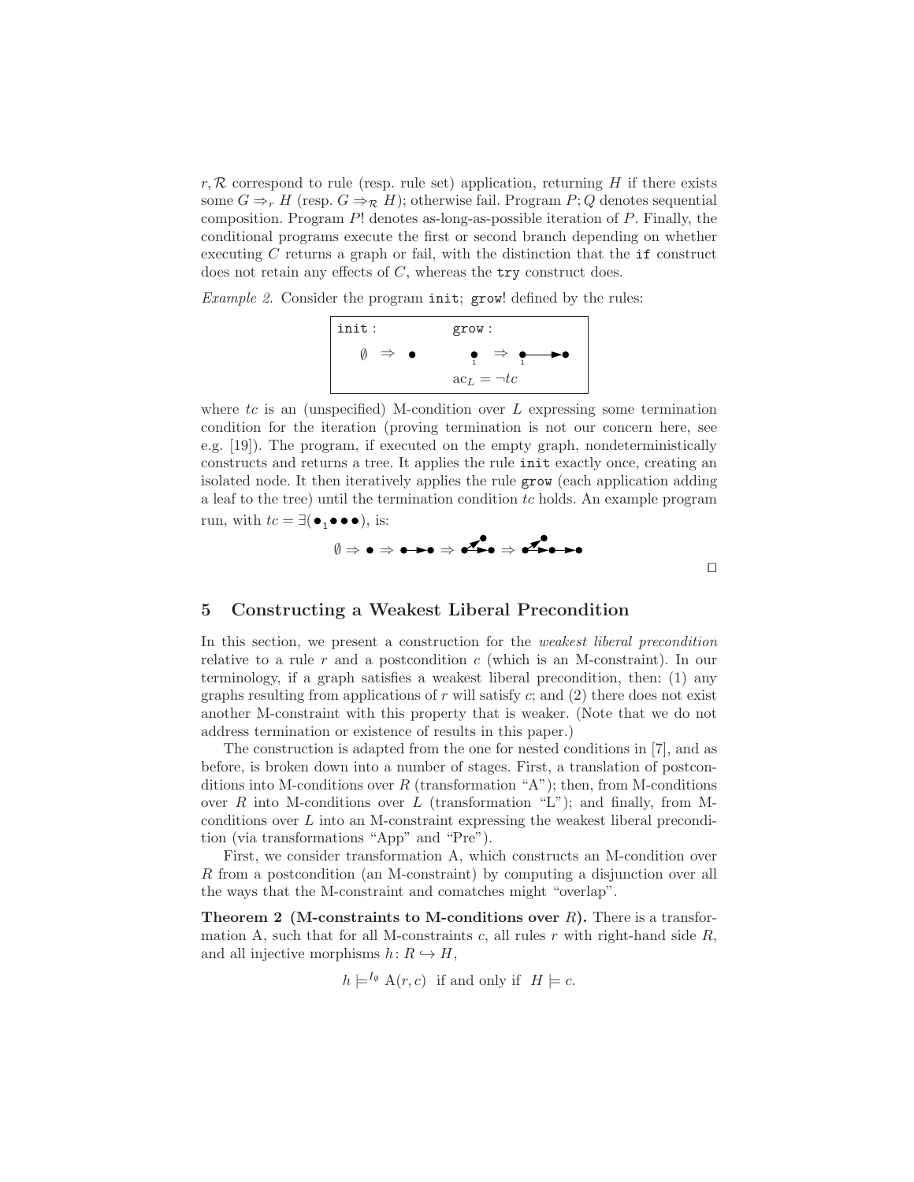$r, \mathcal{R}$ correspond to rule (resp. rule set) application, returning $H$ if there exists some $G \Rightarrow_r H$ (resp. $G \Rightarrow_{\mathcal{R}} H$); otherwise fail. Program $P; Q$ denotes sequential composition. Program $P!$ denotes as-long-as-possible iteration of $P$. Finally, the conditional programs execute the first or second branch depending on whether executing $C$ returns a graph or fail, with the distinction that the `if` construct does not retain any effects of $C$, whereas the `try` construct does.

*Example 2.* Consider the program `init`; `grow`! defined by the rules:

`init` : $\emptyset \Rightarrow \bullet$ `grow` : $\underset{1}{\bullet} \Rightarrow \underset{1}{\bullet}\!\longrightarrow\!\bullet$

$\mathrm{ac}_L = \neg tc$

where $tc$ is an (unspecified) M-condition over $L$ expressing some termination condition for the iteration (proving termination is not our concern here, see e.g. [19]). The program, if executed on the empty graph, nondeterministically constructs and returns a tree. It applies the rule `init` exactly once, creating an isolated node. It then iteratively applies the rule `grow` (each application adding a leaf to the tree) until the termination condition $tc$ holds. An example program run, with $tc = \exists(\bullet_1 \bullet\bullet\bullet)$, is:

$$\emptyset \Rightarrow \bullet \Rightarrow \bullet\!\rightarrow\!\bullet \Rightarrow \cdots \Rightarrow \cdots$$

□

## 5 Constructing a Weakest Liberal Precondition

In this section, we present a construction for the *weakest liberal precondition* relative to a rule $r$ and a postcondition $c$ (which is an M-constraint). In our terminology, if a graph satisfies a weakest liberal precondition, then: (1) any graphs resulting from applications of $r$ will satisfy $c$; and (2) there does not exist another M-constraint with this property that is weaker. (Note that we do not address termination or existence of results in this paper.)

The construction is adapted from the one for nested conditions in [7], and as before, is broken down into a number of stages. First, a translation of postconditions into M-conditions over $R$ (transformation "A"); then, from M-conditions over $R$ into M-conditions over $L$ (transformation "L"); and finally, from M-conditions over $L$ into an M-constraint expressing the weakest liberal precondition (via transformations "App" and "Pre").

First, we consider transformation A, which constructs an M-condition over $R$ from a postcondition (an M-constraint) by computing a disjunction over all the ways that the M-constraint and comatches might "overlap".

**Theorem 2 (M-constraints to M-conditions over $R$).** There is a transformation A, such that for all M-constraints $c$, all rules $r$ with right-hand side $R$, and all injective morphisms $h \colon R \hookrightarrow H$,

$$h \models^{I_\emptyset} \mathrm{A}(r, c) \text{ if and only if } H \models c.$$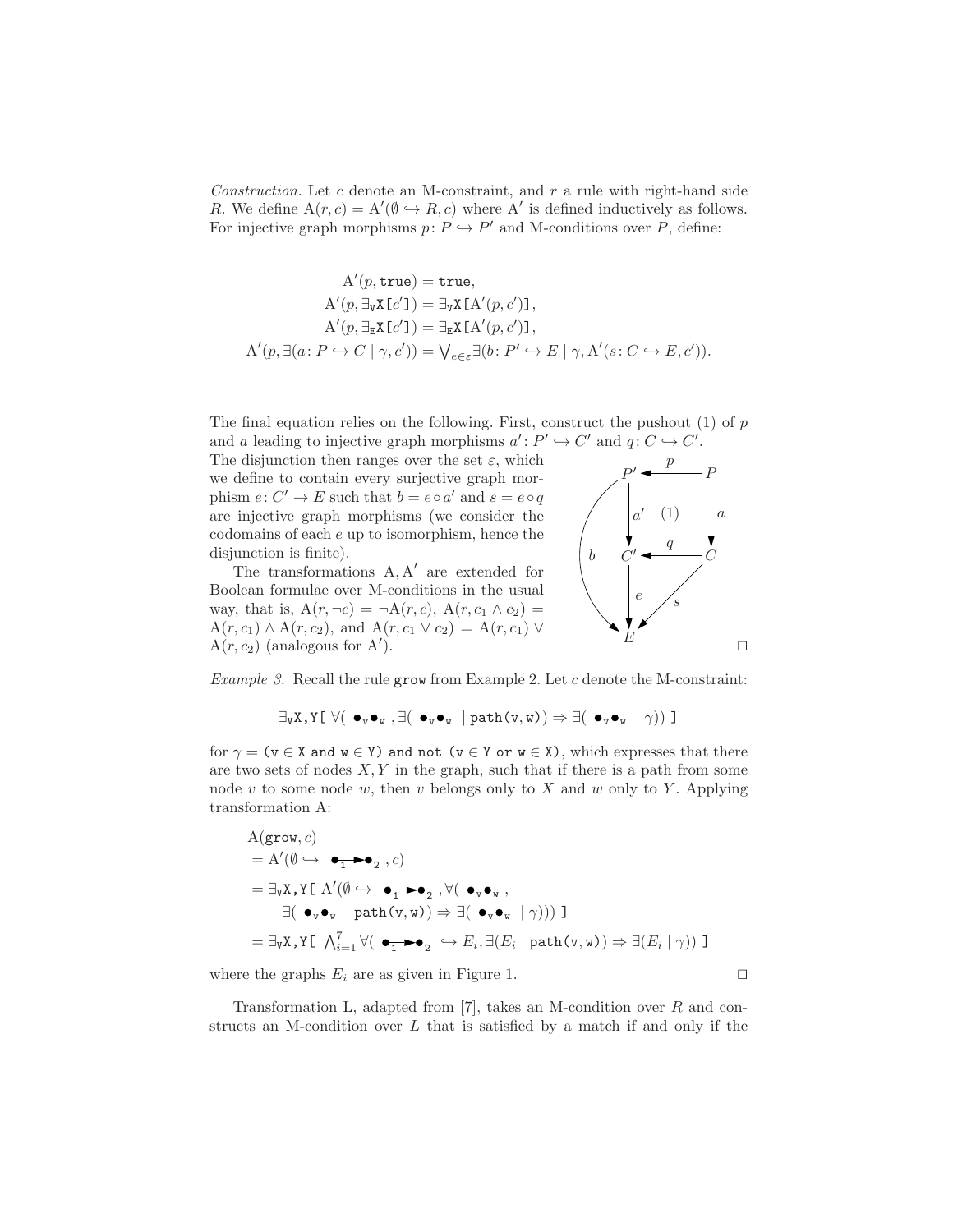*Construction.* Let $c$ denote an M-constraint, and $r$ a rule with right-hand side $R$. We define $\mathrm{A}(r, c) = \mathrm{A}'(\emptyset \hookrightarrow R, c)$ where $\mathrm{A}'$ is defined inductively as follows. For injective graph morphisms $p \colon P \hookrightarrow P'$ and M-conditions over $P$, define:

$$
\begin{aligned}
\mathrm{A}'(p, \mathtt{true}) &= \mathtt{true}, \\
\mathrm{A}'(p, \exists_{\mathtt{V}}\mathtt{X}\,\mathtt{[}c'\mathtt{]}) &= \exists_{\mathtt{V}}\mathtt{X}\,\mathtt{[}\mathrm{A}'(p, c')\mathtt{]}, \\
\mathrm{A}'(p, \exists_{\mathtt{E}}\mathtt{X}\,\mathtt{[}c'\mathtt{]}) &= \exists_{\mathtt{E}}\mathtt{X}\,\mathtt{[}\mathrm{A}'(p, c')\mathtt{]}, \\
\mathrm{A}'(p, \exists(a \colon P \hookrightarrow C \mid \gamma, c')) &= \textstyle\bigvee_{e \in \varepsilon} \exists(b \colon P' \hookrightarrow E \mid \gamma, \mathrm{A}'(s \colon C \hookrightarrow E, c')).
\end{aligned}
$$

The final equation relies on the following. First, construct the pushout (1) of $p$ and $a$ leading to injective graph morphisms $a' \colon P' \hookrightarrow C'$ and $q \colon C \hookrightarrow C'$. The disjunction then ranges over the set $\varepsilon$, which we define to contain every surjective graph morphism $e \colon C' \to E$ such that $b = e \circ a'$ and $s = e \circ q$ are injective graph morphisms (we consider the codomains of each $e$ up to isomorphism, hence the disjunction is finite).

$$
\begin{array}{ccc}
P' & \xleftarrow{\;p\;} & P \\
\downarrow a' & (1) & \downarrow a \\
C' & \xleftarrow{\;q\;} & C \\
\downarrow e & \swarrow s & \\
E & &
\end{array}
\qquad b \colon P' \to E
$$

The transformations $\mathrm{A}, \mathrm{A}'$ are extended for Boolean formulae over M-conditions in the usual way, that is, $\mathrm{A}(r, \neg c) = \neg \mathrm{A}(r, c)$, $\mathrm{A}(r, c_1 \wedge c_2) = \mathrm{A}(r, c_1) \wedge \mathrm{A}(r, c_2)$, and $\mathrm{A}(r, c_1 \vee c_2) = \mathrm{A}(r, c_1) \vee \mathrm{A}(r, c_2)$ (analogous for $\mathrm{A}'$). $\square$

*Example 3.* Recall the rule `grow` from Example 2. Let $c$ denote the M-constraint:

$$\exists_{\mathtt{V}}\mathtt{X,Y[}\ \forall(\ \bullet_{\mathtt{v}}\bullet_{\mathtt{w}}\ , \exists(\ \bullet_{\mathtt{v}}\bullet_{\mathtt{w}}\ \mid \mathtt{path(v,w)}) \Rightarrow \exists(\ \bullet_{\mathtt{v}}\bullet_{\mathtt{w}}\ \mid \gamma))\ \mathtt{]}$$

for $\gamma =$ `(v` $\in$ `X and w` $\in$ `Y) and not (v` $\in$ `Y or w` $\in$ `X)`, which expresses that there are two sets of nodes $X, Y$ in the graph, such that if there is a path from some node $v$ to some node $w$, then $v$ belongs only to $X$ and $w$ only to $Y$. Applying transformation A:

$$
\begin{aligned}
&\mathrm{A}(\mathtt{grow}, c) \\
&= \mathrm{A}'(\emptyset \hookrightarrow\ \bullet_1 \!\rightarrow\! \bullet_2\ , c) \\
&= \exists_{\mathtt{V}}\mathtt{X,Y[}\ \mathrm{A}'(\emptyset \hookrightarrow\ \bullet_1 \!\rightarrow\! \bullet_2\ , \forall(\ \bullet_{\mathtt{v}}\bullet_{\mathtt{w}}\ , \\
&\qquad \exists(\ \bullet_{\mathtt{v}}\bullet_{\mathtt{w}}\ \mid \mathtt{path(v,w)}) \Rightarrow \exists(\ \bullet_{\mathtt{v}}\bullet_{\mathtt{w}}\ \mid \gamma)))\ \mathtt{]} \\
&= \exists_{\mathtt{V}}\mathtt{X,Y[}\ \textstyle\bigwedge_{i=1}^{7} \forall(\ \bullet_1 \!\rightarrow\! \bullet_2\ \hookrightarrow E_i, \exists(E_i \mid \mathtt{path(v,w)}) \Rightarrow \exists(E_i \mid \gamma))\ \mathtt{]}
\end{aligned}
$$

where the graphs $E_i$ are as given in Figure 1. $\square$

Transformation L, adapted from [7], takes an M-condition over $R$ and constructs an M-condition over $L$ that is satisfied by a match if and only if the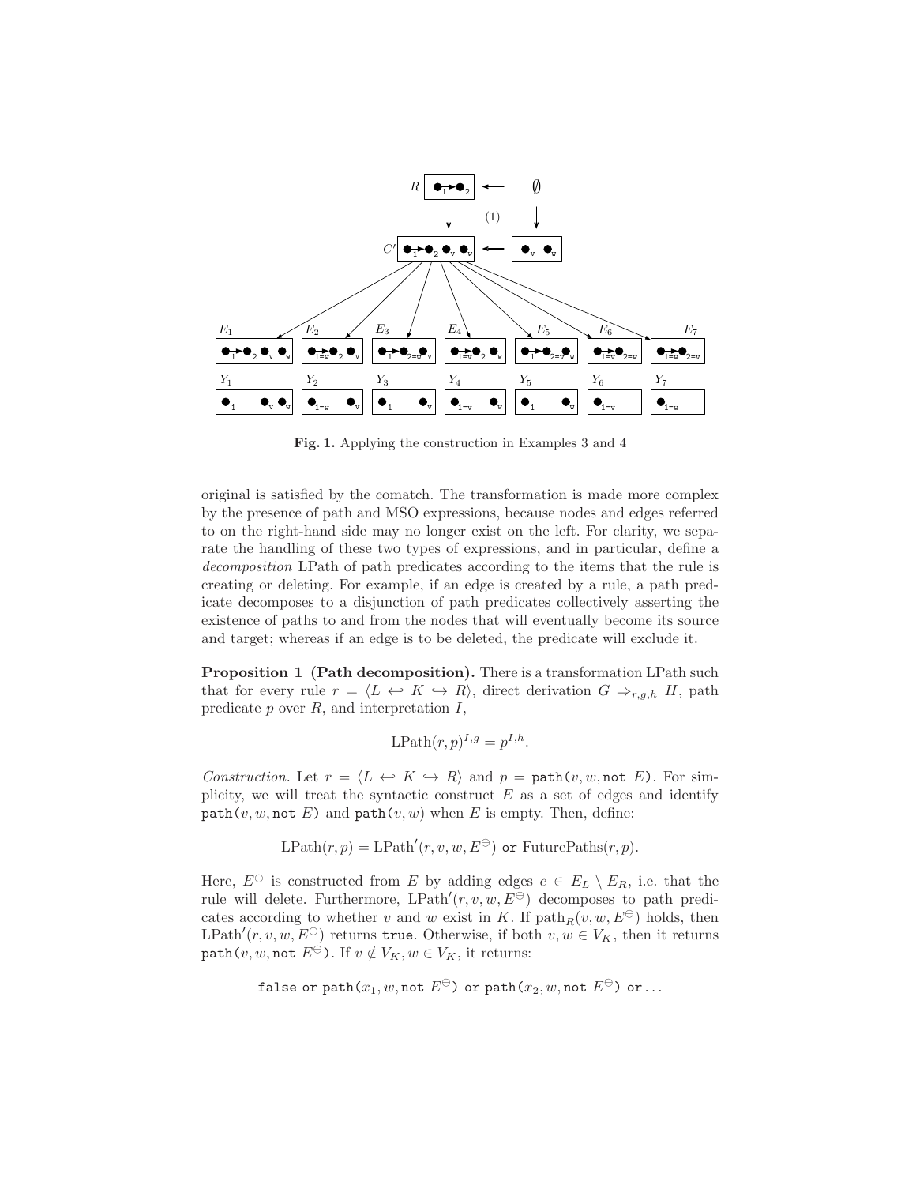**Fig. 1.** Applying the construction in Examples 3 and 4

original is satisfied by the comatch. The transformation is made more complex by the presence of path and MSO expressions, because nodes and edges referred to on the right-hand side may no longer exist on the left. For clarity, we separate the handling of these two types of expressions, and in particular, define a *decomposition* LPath of path predicates according to the items that the rule is creating or deleting. For example, if an edge is created by a rule, a path predicate decomposes to a disjunction of path predicates collectively asserting the existence of paths to and from the nodes that will eventually become its source and target; whereas if an edge is to be deleted, the predicate will exclude it.

**Proposition 1 (Path decomposition).** There is a transformation LPath such that for every rule $r = \langle L \hookleftarrow K \hookrightarrow R\rangle$, direct derivation $G \Rightarrow_{r,g,h} H$, path predicate $p$ over $R$, and interpretation $I$,

$$\text{LPath}(r, p)^{I,g} = p^{I,h}.$$

*Construction.* Let $r = \langle L \hookleftarrow K \hookrightarrow R\rangle$ and $p = \texttt{path}(v, w, \texttt{not}\ E)$. For simplicity, we will treat the syntactic construct $E$ as a set of edges and identify $\texttt{path}(v, w, \texttt{not}\ E)$ and $\texttt{path}(v, w)$ when $E$ is empty. Then, define:

$$\text{LPath}(r, p) = \text{LPath}'(r, v, w, E^{\ominus})\ \texttt{or}\ \text{FuturePaths}(r, p).$$

Here, $E^{\ominus}$ is constructed from $E$ by adding edges $e \in E_L \setminus E_R$, i.e. that the rule will delete. Furthermore, $\text{LPath}'(r, v, w, E^{\ominus})$ decomposes to path predicates according to whether $v$ and $w$ exist in $K$. If $\text{path}_R(v, w, E^{\ominus})$ holds, then $\text{LPath}'(r, v, w, E^{\ominus})$ returns $\texttt{true}$. Otherwise, if both $v, w \in V_K$, then it returns $\texttt{path}(v, w, \texttt{not}\ E^{\ominus})$. If $v \notin V_K, w \in V_K$, it returns:

$$\texttt{false}\ \texttt{or}\ \texttt{path}(x_1, w, \texttt{not}\ E^{\ominus})\ \texttt{or}\ \texttt{path}(x_2, w, \texttt{not}\ E^{\ominus})\ \texttt{or} \ldots$$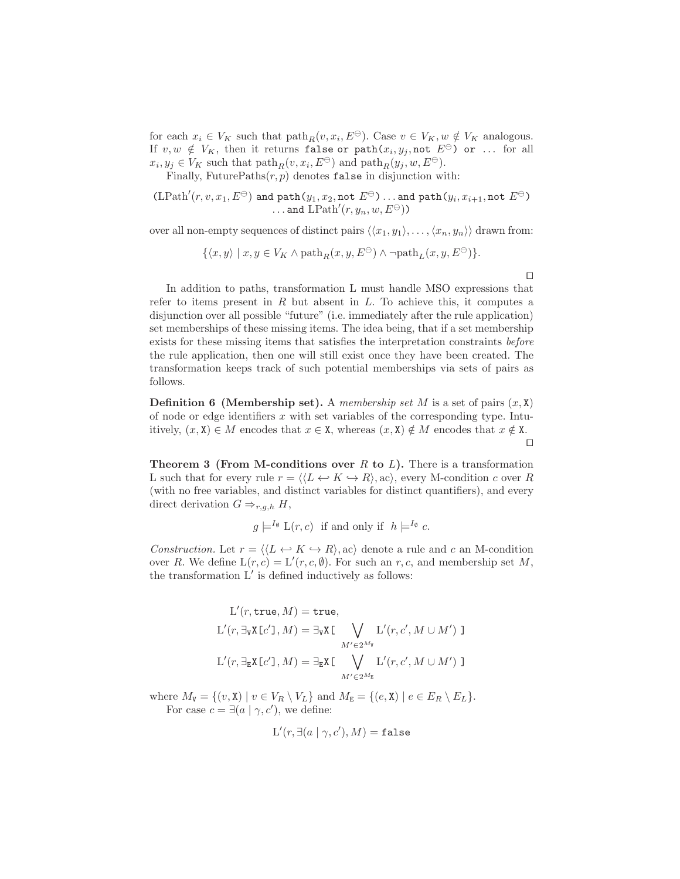for each $x_i \in V_K$ such that $\text{path}_R(v, x_i, E^{\ominus})$. Case $v \in V_K, w \notin V_K$ analogous. If $v, w \notin V_K$, then it returns `false or path(`$x_i, y_j,$`not` $E^{\ominus}$`) or ...` for all $x_i, y_j \in V_K$ such that $\text{path}_R(v, x_i, E^{\ominus})$ and $\text{path}_R(y_j, w, E^{\ominus})$.

Finally, $\text{FuturePaths}(r, p)$ denotes `false` in disjunction with:

$$(\text{LPath}'(r, v, x_1, E^{\ominus}) \texttt{ and path(}y_1, x_2, \texttt{not } E^{\ominus}\texttt{)} \ldots \texttt{and path(}y_i, x_{i+1}, \texttt{not } E^{\ominus}\texttt{)} \ldots \texttt{and } \text{LPath}'(r, y_n, w, E^{\ominus}))$$

over all non-empty sequences of distinct pairs $\langle\langle x_1, y_1\rangle, \ldots, \langle x_n, y_n\rangle\rangle$ drawn from:

$$\{\langle x, y\rangle \mid x, y \in V_K \wedge \text{path}_R(x, y, E^{\ominus}) \wedge \neg\text{path}_L(x, y, E^{\ominus})\}.$$

□

In addition to paths, transformation L must handle MSO expressions that refer to items present in $R$ but absent in $L$. To achieve this, it computes a disjunction over all possible "future" (i.e. immediately after the rule application) set memberships of these missing items. The idea being, that if a set membership exists for these missing items that satisfies the interpretation constraints *before* the rule application, then one will still exist once they have been created. The transformation keeps track of such potential memberships via sets of pairs as follows.

**Definition 6 (Membership set).** A *membership set* $M$ is a set of pairs $(x, \mathtt{X})$ of node or edge identifiers $x$ with set variables of the corresponding type. Intuitively, $(x, \mathtt{X}) \in M$ encodes that $x \in \mathtt{X}$, whereas $(x, \mathtt{X}) \notin M$ encodes that $x \notin \mathtt{X}$.

□

**Theorem 3 (From M-conditions over $R$ to $L$).** There is a transformation L such that for every rule $r = \langle\langle L \hookleftarrow K \hookrightarrow R\rangle, \text{ac}\rangle$, every M-condition $c$ over $R$ (with no free variables, and distinct variables for distinct quantifiers), and every direct derivation $G \Rightarrow_{r,g,h} H$,

$$g \models^{I_\emptyset} \text{L}(r, c) \text{ if and only if } h \models^{I_\emptyset} c.$$

*Construction.* Let $r = \langle\langle L \hookleftarrow K \hookrightarrow R\rangle, \text{ac}\rangle$ denote a rule and $c$ an M-condition over $R$. We define $\text{L}(r, c) = \text{L}'(r, c, \emptyset)$. For such an $r, c$, and membership set $M$, the transformation $\text{L}'$ is defined inductively as follows:

$$\text{L}'(r, \mathtt{true}, M) = \mathtt{true},$$
$$\text{L}'(r, \exists_{\mathtt{V}}\mathtt{X}[c'], M) = \exists_{\mathtt{V}}\mathtt{X}[\bigvee_{M' \in 2^{M_{\mathtt{V}}}} \text{L}'(r, c', M \cup M')]$$
$$\text{L}'(r, \exists_{\mathtt{E}}\mathtt{X}[c'], M) = \exists_{\mathtt{E}}\mathtt{X}[\bigvee_{M' \in 2^{M_{\mathtt{E}}}} \text{L}'(r, c', M \cup M')]$$

where $M_{\mathtt{V}} = \{(v, \mathtt{X}) \mid v \in V_R \setminus V_L\}$ and $M_{\mathtt{E}} = \{(e, \mathtt{X}) \mid e \in E_R \setminus E_L\}$.

For case $c = \exists(a \mid \gamma, c')$, we define:

$$\text{L}'(r, \exists(a \mid \gamma, c'), M) = \mathtt{false}$$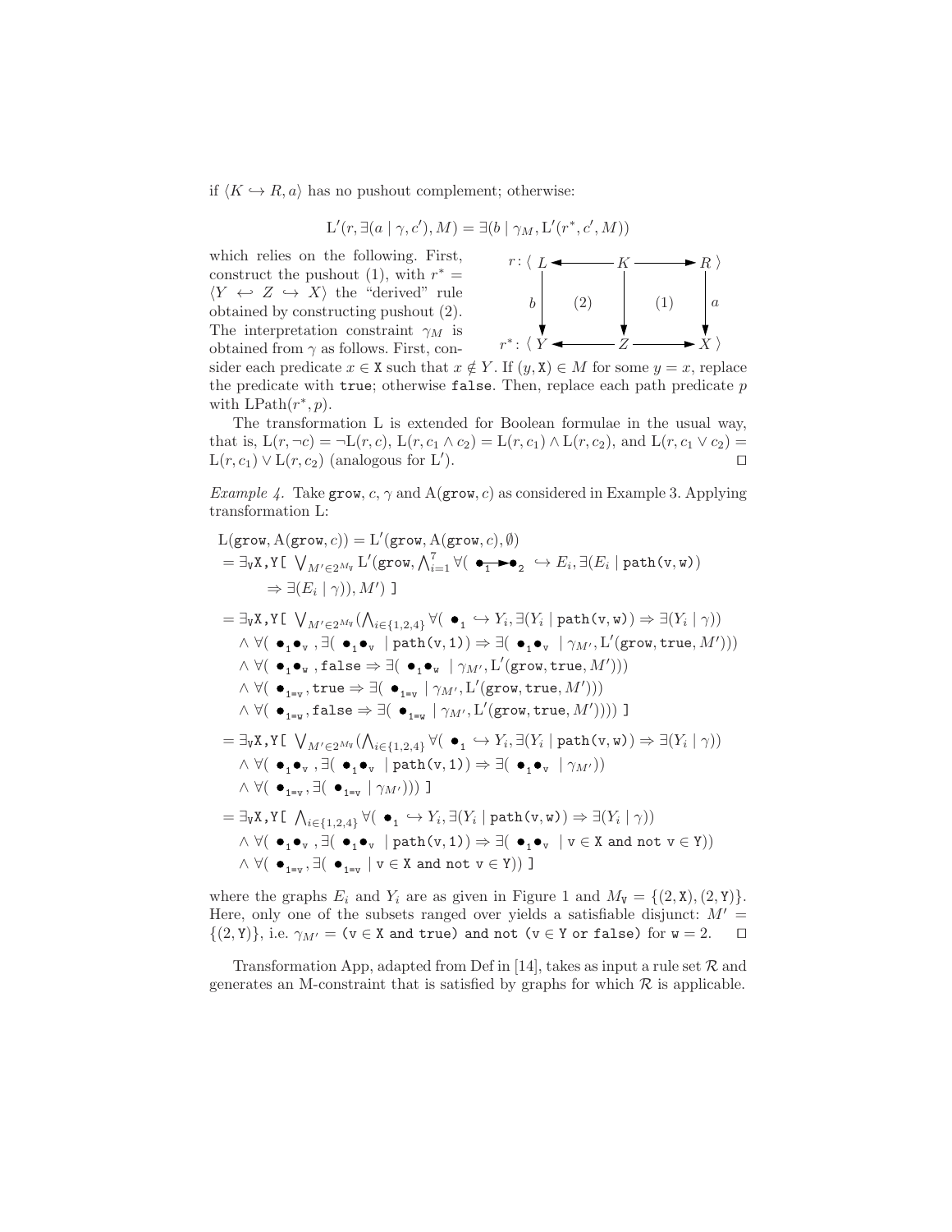if $\langle K \hookrightarrow R, a\rangle$ has no pushout complement; otherwise:

$$\mathrm{L}'(r, \exists(a \mid \gamma, c'), M) = \exists(b \mid \gamma_M, \mathrm{L}'(r^*, c', M))$$

which relies on the following. First, construct the pushout (1), with $r^* = \langle Y \hookleftarrow Z \hookrightarrow X\rangle$ the "derived" rule obtained by constructing pushout (2). The interpretation constraint $\gamma_M$ is obtained from $\gamma$ as follows. First, consider each predicate $x \in \mathtt{X}$ such that $x \notin Y$. If $(y, \mathtt{X}) \in M$ for some $y = x$, replace the predicate with true; otherwise false. Then, replace each path predicate $p$ with $\mathrm{LPath}(r^*, p)$.

$$\begin{array}{ccccc} r: \langle\, L & \longleftarrow & K & \longrightarrow & R\,\rangle \\ \downarrow b & (2) & \downarrow & (1) & \downarrow a \\ r^*: \langle\, Y & \longleftarrow & Z & \longrightarrow & X\,\rangle \end{array}$$

The transformation L is extended for Boolean formulae in the usual way, that is, $\mathrm{L}(r, \neg c) = \neg\mathrm{L}(r, c)$, $\mathrm{L}(r, c_1 \wedge c_2) = \mathrm{L}(r, c_1) \wedge \mathrm{L}(r, c_2)$, and $\mathrm{L}(r, c_1 \vee c_2) = \mathrm{L}(r, c_1) \vee \mathrm{L}(r, c_2)$ (analogous for L′). □

*Example 4.* Take grow, $c$, $\gamma$ and $\mathrm{A}(\mathtt{grow}, c)$ as considered in Example 3. Applying transformation L:

$$\begin{aligned}
&\mathrm{L}(\mathtt{grow}, \mathrm{A}(\mathtt{grow}, c)) = \mathrm{L}'(\mathtt{grow}, \mathrm{A}(\mathtt{grow}, c), \emptyset) \\
&= \exists_{\mathtt{V}}\mathtt{X},\mathtt{Y}[\ \textstyle\bigvee_{M' \in 2^{M_{\mathtt{V}}}} \mathrm{L}'(\mathtt{grow}, \textstyle\bigwedge_{i=1}^{7} \forall(\ \bullet_1 \!\rightarrow\! \bullet_2\ \hookrightarrow E_i, \exists(E_i \mid \mathtt{path(v,w)}) \\
&\qquad \Rightarrow \exists(E_i \mid \gamma)), M')\ ] \\
&= \exists_{\mathtt{V}}\mathtt{X},\mathtt{Y}[\ \textstyle\bigvee_{M' \in 2^{M_{\mathtt{V}}}} (\textstyle\bigwedge_{i \in \{1,2,4\}} \forall(\ \bullet_1\ \hookrightarrow Y_i, \exists(Y_i \mid \mathtt{path(v,w)}) \Rightarrow \exists(Y_i \mid \gamma)) \\
&\quad \wedge \forall(\ \bullet_1 \bullet_{\mathtt{v}}\ , \exists(\ \bullet_1 \bullet_{\mathtt{v}}\ \mid \mathtt{path(v,1)}) \Rightarrow \exists(\ \bullet_1 \bullet_{\mathtt{v}}\ \mid \gamma_{M'}, \mathrm{L}'(\mathtt{grow}, \mathtt{true}, M'))) \\
&\quad \wedge \forall(\ \bullet_1 \bullet_{\mathtt{w}}\ , \mathtt{false} \Rightarrow \exists(\ \bullet_1 \bullet_{\mathtt{w}}\ \mid \gamma_{M'}, \mathrm{L}'(\mathtt{grow}, \mathtt{true}, M'))) \\
&\quad \wedge \forall(\ \bullet_{1=\mathtt{v}}, \mathtt{true} \Rightarrow \exists(\ \bullet_{1=\mathtt{v}}\ \mid \gamma_{M'}, \mathrm{L}'(\mathtt{grow}, \mathtt{true}, M'))) \\
&\quad \wedge \forall(\ \bullet_{1=\mathtt{w}}, \mathtt{false} \Rightarrow \exists(\ \bullet_{1=\mathtt{w}}\ \mid \gamma_{M'}, \mathrm{L}'(\mathtt{grow}, \mathtt{true}, M'))))\ ] \\
&= \exists_{\mathtt{V}}\mathtt{X},\mathtt{Y}[\ \textstyle\bigvee_{M' \in 2^{M_{\mathtt{V}}}} (\textstyle\bigwedge_{i \in \{1,2,4\}} \forall(\ \bullet_1\ \hookrightarrow Y_i, \exists(Y_i \mid \mathtt{path(v,w)}) \Rightarrow \exists(Y_i \mid \gamma)) \\
&\quad \wedge \forall(\ \bullet_1 \bullet_{\mathtt{v}}\ , \exists(\ \bullet_1 \bullet_{\mathtt{v}}\ \mid \mathtt{path(v,1)}) \Rightarrow \exists(\ \bullet_1 \bullet_{\mathtt{v}}\ \mid \gamma_{M'})) \\
&\quad \wedge \forall(\ \bullet_{1=\mathtt{v}}, \exists(\ \bullet_{1=\mathtt{v}}\ \mid \gamma_{M'})))\ ] \\
&= \exists_{\mathtt{V}}\mathtt{X},\mathtt{Y}[\ \textstyle\bigwedge_{i \in \{1,2,4\}} \forall(\ \bullet_1\ \hookrightarrow Y_i, \exists(Y_i \mid \mathtt{path(v,w)}) \Rightarrow \exists(Y_i \mid \gamma)) \\
&\quad \wedge \forall(\ \bullet_1 \bullet_{\mathtt{v}}\ , \exists(\ \bullet_1 \bullet_{\mathtt{v}}\ \mid \mathtt{path(v,1)}) \Rightarrow \exists(\ \bullet_1 \bullet_{\mathtt{v}}\ \mid \mathtt{v} \in \mathtt{X}\ \mathtt{and\ not}\ \mathtt{v} \in \mathtt{Y})) \\
&\quad \wedge \forall(\ \bullet_{1=\mathtt{v}}, \exists(\ \bullet_{1=\mathtt{v}}\ \mid \mathtt{v} \in \mathtt{X}\ \mathtt{and\ not}\ \mathtt{v} \in \mathtt{Y}))\ ]
\end{aligned}$$

where the graphs $E_i$ and $Y_i$ are as given in Figure 1 and $M_{\mathtt{V}} = \{(2, \mathtt{X}), (2, \mathtt{Y})\}$. Here, only one of the subsets ranged over yields a satisfiable disjunct: $M' = \{(2, \mathtt{Y})\}$, i.e. $\gamma_{M'} =$ (v ∈ X and true) and not (v ∈ Y or false) for w = 2. □

Transformation App, adapted from Def in [14], takes as input a rule set $\mathcal{R}$ and generates an M-constraint that is satisfied by graphs for which $\mathcal{R}$ is applicable.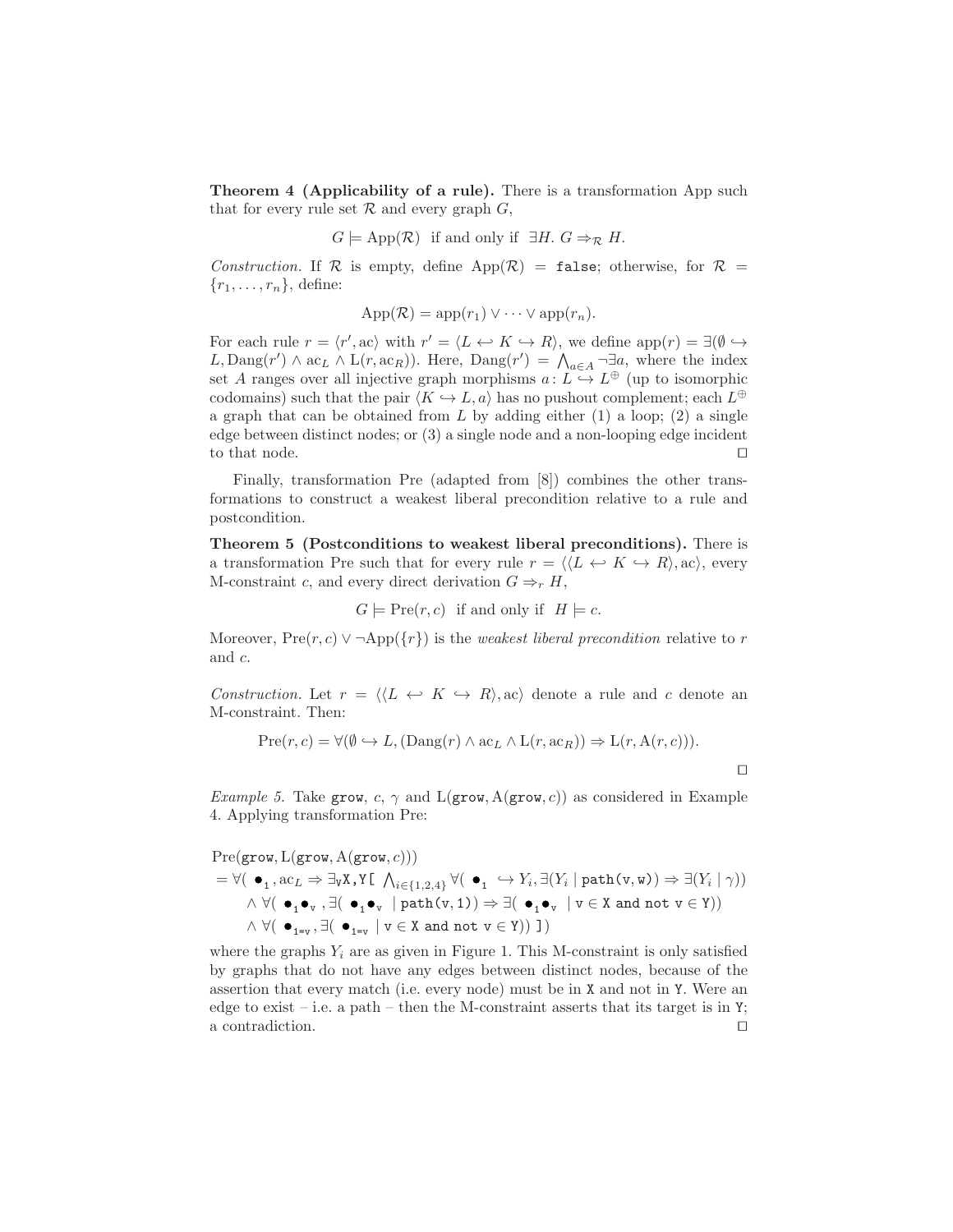**Theorem 4 (Applicability of a rule).** There is a transformation App such that for every rule set $\mathcal{R}$ and every graph $G$,

$$G \models \mathrm{App}(\mathcal{R}) \text{ if and only if } \exists H.\ G \Rightarrow_{\mathcal{R}} H.$$

*Construction.* If $\mathcal{R}$ is empty, define $\mathrm{App}(\mathcal{R}) = \texttt{false}$; otherwise, for $\mathcal{R} = \{r_1, \ldots, r_n\}$, define:

$$\mathrm{App}(\mathcal{R}) = \mathrm{app}(r_1) \vee \cdots \vee \mathrm{app}(r_n).$$

For each rule $r = \langle r', \mathrm{ac}\rangle$ with $r' = \langle L \hookleftarrow K \hookrightarrow R\rangle$, we define $\mathrm{app}(r) = \exists(\emptyset \hookrightarrow L, \mathrm{Dang}(r') \wedge \mathrm{ac}_L \wedge \mathrm{L}(r, \mathrm{ac}_R))$. Here, $\mathrm{Dang}(r') = \bigwedge_{a \in A} \neg\exists a$, where the index set $A$ ranges over all injective graph morphisms $a\colon L \hookrightarrow L^{\oplus}$ (up to isomorphic codomains) such that the pair $\langle K \hookrightarrow L, a\rangle$ has no pushout complement; each $L^{\oplus}$ a graph that can be obtained from $L$ by adding either (1) a loop; (2) a single edge between distinct nodes; or (3) a single node and a non-looping edge incident to that node. □

Finally, transformation Pre (adapted from [8]) combines the other transformations to construct a weakest liberal precondition relative to a rule and postcondition.

**Theorem 5 (Postconditions to weakest liberal preconditions).** There is a transformation Pre such that for every rule $r = \langle\langle L \hookleftarrow K \hookrightarrow R\rangle, \mathrm{ac}\rangle$, every M-constraint $c$, and every direct derivation $G \Rightarrow_r H$,

$$G \models \mathrm{Pre}(r, c) \text{ if and only if } H \models c.$$

Moreover, $\mathrm{Pre}(r, c) \vee \neg\mathrm{App}(\{r\})$ is the *weakest liberal precondition* relative to $r$ and $c$.

*Construction.* Let $r = \langle\langle L \hookleftarrow K \hookrightarrow R\rangle, \mathrm{ac}\rangle$ denote a rule and $c$ denote an M-constraint. Then:

$$\mathrm{Pre}(r, c) = \forall(\emptyset \hookrightarrow L, (\mathrm{Dang}(r) \wedge \mathrm{ac}_L \wedge \mathrm{L}(r, \mathrm{ac}_R)) \Rightarrow \mathrm{L}(r, \mathrm{A}(r, c))).$$

□

*Example 5.* Take `grow`, $c$, $\gamma$ and $\mathrm{L}(\texttt{grow}, \mathrm{A}(\texttt{grow}, c))$ as considered in Example 4. Applying transformation Pre:

$\mathrm{Pre}(\texttt{grow}, \mathrm{L}(\texttt{grow}, \mathrm{A}(\texttt{grow}, c)))$
$= \forall(\ \bullet_1, \mathrm{ac}_L \Rightarrow \exists_{\mathtt{V}}\mathtt{X,Y}[\ \bigwedge_{i\in\{1,2,4\}} \forall(\ \bullet_1 \hookrightarrow Y_i, \exists(Y_i \mid \texttt{path(v,w)}) \Rightarrow \exists(Y_i \mid \gamma))$
$\quad \wedge\ \forall(\ \bullet_1\bullet_{\mathtt{v}}, \exists(\ \bullet_1\bullet_{\mathtt{v}} \mid \texttt{path(v,1)}) \Rightarrow \exists(\ \bullet_1\bullet_{\mathtt{v}} \mid \mathtt{v} \in \mathtt{X} \texttt{ and not } \mathtt{v} \in \mathtt{Y}))$
$\quad \wedge\ \forall(\ \bullet_{1=\mathtt{v}}, \exists(\ \bullet_{1=\mathtt{v}} \mid \mathtt{v} \in \mathtt{X} \texttt{ and not } \mathtt{v} \in \mathtt{Y}))\ ])$

where the graphs $Y_i$ are as given in Figure 1. This M-constraint is only satisfied by graphs that do not have any edges between distinct nodes, because of the assertion that every match (i.e. every node) must be in X and not in Y. Were an edge to exist – i.e. a path – then the M-constraint asserts that its target is in Y; a contradiction. □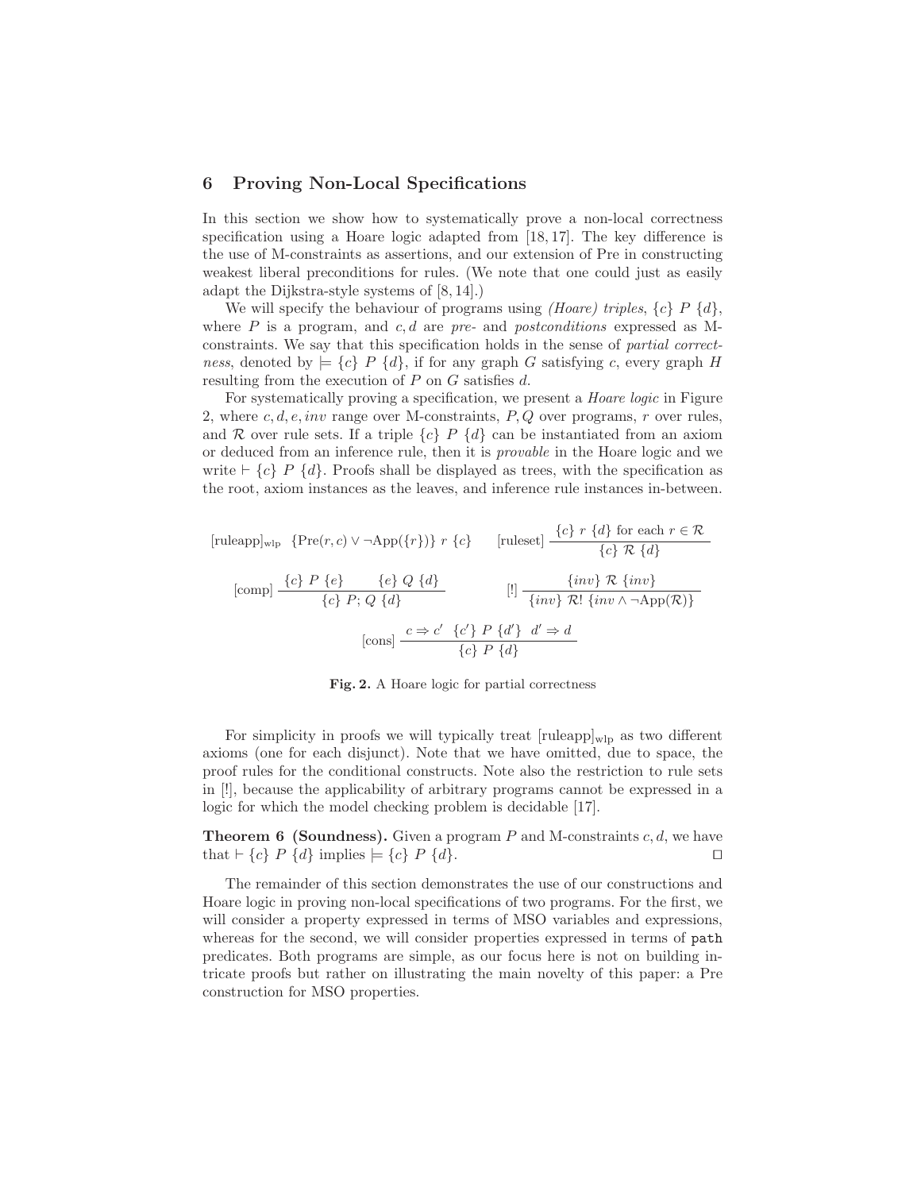## 6 Proving Non-Local Specifications

In this section we show how to systematically prove a non-local correctness specification using a Hoare logic adapted from [18, 17]. The key difference is the use of M-constraints as assertions, and our extension of Pre in constructing weakest liberal preconditions for rules. (We note that one could just as easily adapt the Dijkstra-style systems of [8, 14].)

We will specify the behaviour of programs using *(Hoare) triples*, $\{c\}\ P\ \{d\}$, where $P$ is a program, and $c, d$ are *pre-* and *postconditions* expressed as M-constraints. We say that this specification holds in the sense of *partial correctness*, denoted by $\models \{c\}\ P\ \{d\}$, if for any graph $G$ satisfying $c$, every graph $H$ resulting from the execution of $P$ on $G$ satisfies $d$.

For systematically proving a specification, we present a *Hoare logic* in Figure 2, where $c, d, e, inv$ range over M-constraints, $P, Q$ over programs, $r$ over rules, and $\mathcal{R}$ over rule sets. If a triple $\{c\}\ P\ \{d\}$ can be instantiated from an axiom or deduced from an inference rule, then it is *provable* in the Hoare logic and we write $\vdash \{c\}\ P\ \{d\}$. Proofs shall be displayed as trees, with the specification as the root, axiom instances as the leaves, and inference rule instances in-between.

$$[\text{ruleapp}]_{\text{wlp}}\quad \{\text{Pre}(r, c) \vee \neg\text{App}(\{r\})\}\ r\ \{c\} \qquad [\text{ruleset}]\ \frac{\{c\}\ r\ \{d\} \text{ for each } r \in \mathcal{R}}{\{c\}\ \mathcal{R}\ \{d\}}$$

$$[\text{comp}]\ \frac{\{c\}\ P\ \{e\} \qquad \{e\}\ Q\ \{d\}}{\{c\}\ P;\, Q\ \{d\}} \qquad [!]\ \frac{\{inv\}\ \mathcal{R}\ \{inv\}}{\{inv\}\ \mathcal{R}!\ \{inv \wedge \neg\text{App}(\mathcal{R})\}}$$

$$[\text{cons}]\ \frac{c \Rightarrow c' \quad \{c'\}\ P\ \{d'\} \quad d' \Rightarrow d}{\{c\}\ P\ \{d\}}$$

**Fig. 2.** A Hoare logic for partial correctness

For simplicity in proofs we will typically treat $[\text{ruleapp}]_{\text{wlp}}$ as two different axioms (one for each disjunct). Note that we have omitted, due to space, the proof rules for the conditional constructs. Note also the restriction to rule sets in [!], because the applicability of arbitrary programs cannot be expressed in a logic for which the model checking problem is decidable [17].

**Theorem 6 (Soundness).** Given a program $P$ and M-constraints $c, d$, we have that $\vdash \{c\}\ P\ \{d\}$ implies $\models \{c\}\ P\ \{d\}$. □

The remainder of this section demonstrates the use of our constructions and Hoare logic in proving non-local specifications of two programs. For the first, we will consider a property expressed in terms of MSO variables and expressions, whereas for the second, we will consider properties expressed in terms of `path` predicates. Both programs are simple, as our focus here is not on building intricate proofs but rather on illustrating the main novelty of this paper: a Pre construction for MSO properties.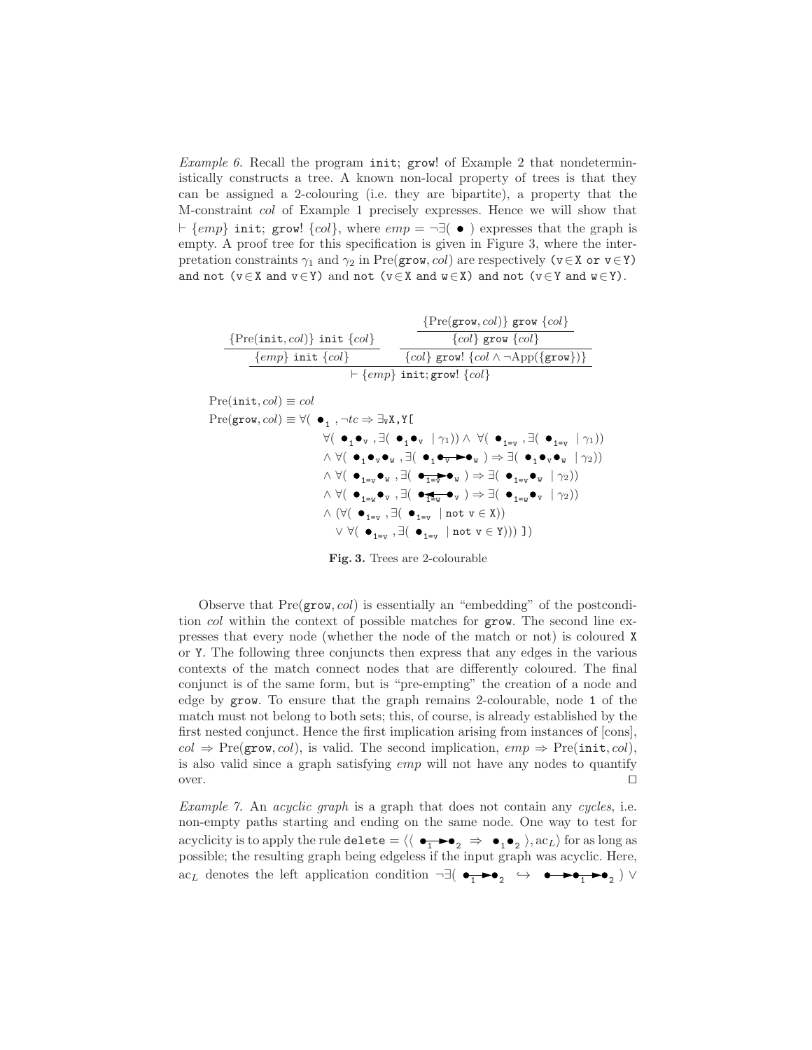*Example 6.* Recall the program `init`; `grow!` of Example 2 that nondeterministically constructs a tree. A known non-local property of trees is that they can be assigned a 2-colouring (i.e. they are bipartite), a property that the M-constraint *col* of Example 1 precisely expresses. Hence we will show that $\vdash \{emp\}$ `init`; `grow!` $\{col\}$, where $emp = \neg\exists(\bullet)$ expresses that the graph is empty. A proof tree for this specification is given in Figure 3, where the interpretation constraints $\gamma_1$ and $\gamma_2$ in $\text{Pre}(\texttt{grow}, col)$ are respectively `(v∈X or v∈Y) and not (v∈X and v∈Y)` and `not (v∈X and w∈X) and not (v∈Y and w∈Y)`.

$$
\dfrac{\dfrac{\{\text{Pre}(\texttt{init}, col)\}\ \texttt{init}\ \{col\}}{\{emp\}\ \texttt{init}\ \{col\}} \qquad \dfrac{\dfrac{\dfrac{\{\text{Pre}(\texttt{grow}, col)\}\ \texttt{grow}\ \{col\}}{\{col\}\ \texttt{grow}\ \{col\}}}{\{col\}\ \texttt{grow!}\ \{col \wedge \neg\text{App}(\{\texttt{grow}\})\}}}{}}{\vdash \{emp\}\ \texttt{init};\texttt{grow!}\ \{col\}}
$$

$\text{Pre}(\texttt{init}, col) \equiv col$

$$
\begin{aligned}
\text{Pre}(\texttt{grow}, col) \equiv\ & \forall(\bullet_1, \neg tc \Rightarrow \exists_V \texttt{X,Y}[ \\
& \quad \forall(\bullet_1 \bullet_{\texttt{v}}, \exists(\bullet_1 \bullet_{\texttt{v}} \mid \gamma_1)) \wedge \forall(\bullet_{1=\texttt{v}}, \exists(\bullet_{1=\texttt{v}} \mid \gamma_1)) \\
& \quad \wedge \forall(\bullet_1 \bullet_{\texttt{v}} \bullet_{\texttt{w}}, \exists(\bullet_1 \bullet_{\texttt{v}} \!\rightarrow\! \bullet_{\texttt{w}}) \Rightarrow \exists(\bullet_1 \bullet_{\texttt{v}} \bullet_{\texttt{w}} \mid \gamma_2)) \\
& \quad \wedge \forall(\bullet_{1=\texttt{v}} \bullet_{\texttt{w}}, \exists(\bullet_{1=\texttt{v}} \!\rightarrow\! \bullet_{\texttt{w}}) \Rightarrow \exists(\bullet_{1=\texttt{v}} \bullet_{\texttt{w}} \mid \gamma_2)) \\
& \quad \wedge \forall(\bullet_{1=\texttt{w}} \bullet_{\texttt{v}}, \exists(\bullet_{1=\texttt{w}} \!\leftarrow\! \bullet_{\texttt{v}}) \Rightarrow \exists(\bullet_{1=\texttt{w}} \bullet_{\texttt{v}} \mid \gamma_2)) \\
& \quad \wedge (\forall(\bullet_{1=\texttt{v}}, \exists(\bullet_{1=\texttt{v}} \mid \texttt{not v} \in \texttt{X})) \\
& \quad\quad \vee \forall(\bullet_{1=\texttt{v}}, \exists(\bullet_{1=\texttt{v}} \mid \texttt{not v} \in \texttt{Y})))\ ])
\end{aligned}
$$

**Fig. 3.** Trees are 2-colourable

Observe that $\text{Pre}(\texttt{grow}, col)$ is essentially an "embedding" of the postcondition *col* within the context of possible matches for `grow`. The second line expresses that every node (whether the node of the match or not) is coloured `X` or `Y`. The following three conjuncts then express that any edges in the various contexts of the match connect nodes that are differently coloured. The final conjunct is of the same form, but is "pre-empting" the creation of a node and edge by `grow`. To ensure that the graph remains 2-colourable, node `1` of the match must not belong to both sets; this, of course, is already established by the first nested conjunct. Hence the first implication arising from instances of [cons], $col \Rightarrow \text{Pre}(\texttt{grow}, col)$, is valid. The second implication, $emp \Rightarrow \text{Pre}(\texttt{init}, col)$, is also valid since a graph satisfying *emp* will not have any nodes to quantify over. □

*Example 7.* An *acyclic graph* is a graph that does not contain any *cycles*, i.e. non-empty paths starting and ending on the same node. One way to test for acyclicity is to apply the rule $\texttt{delete} = \langle\langle\ \bullet_1 \!\rightarrow\! \bullet_2 \ \Rightarrow\ \bullet_1 \bullet_2\ \rangle, \text{ac}_L\rangle$ for as long as possible; the resulting graph being edgeless if the input graph was acyclic. Here, $\text{ac}_L$ denotes the left application condition $\neg\exists(\bullet_1 \!\rightarrow\! \bullet_2 \ \hookrightarrow\ \bullet \!\rightarrow\! \bullet_1 \!\rightarrow\! \bullet_2) \vee$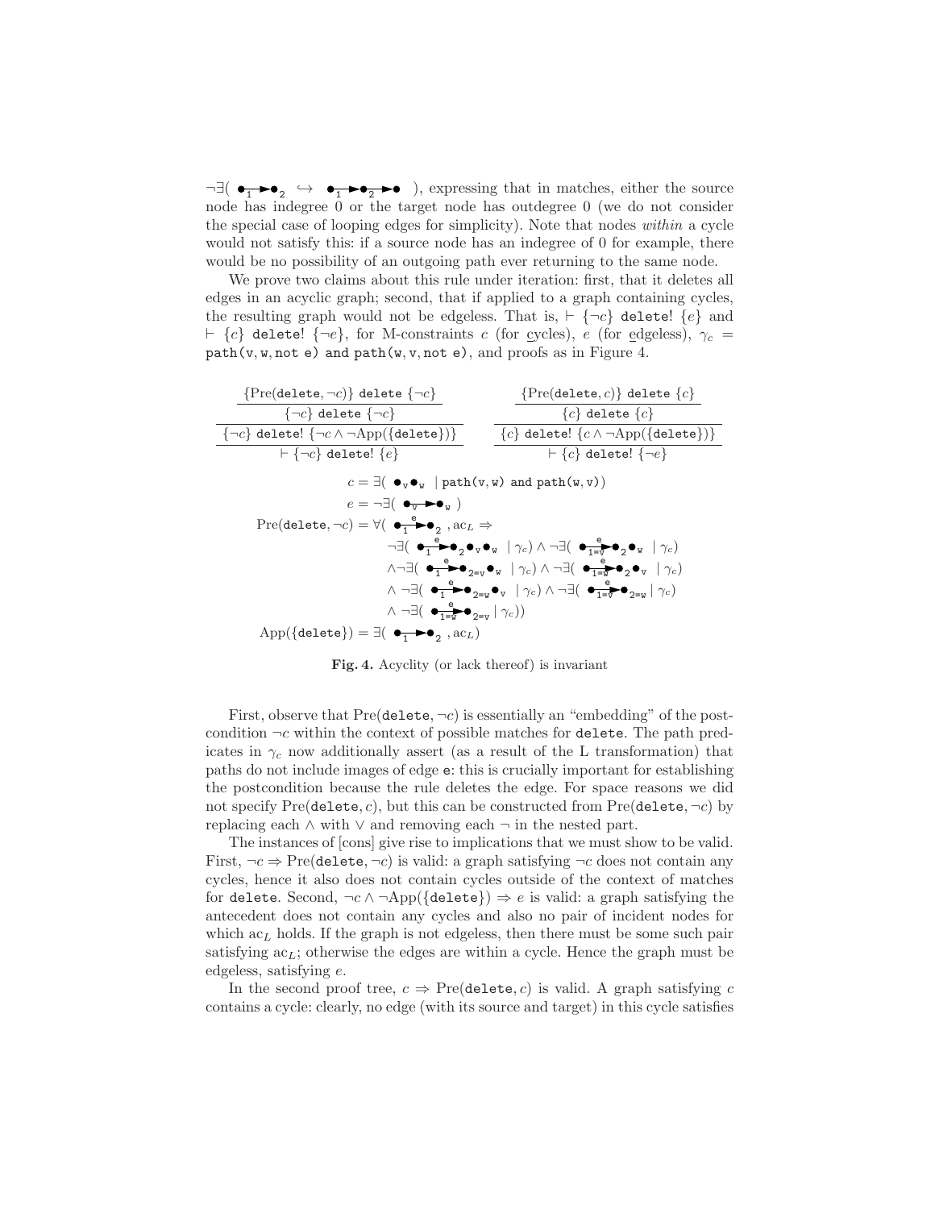$\neg\exists(\ \bullet_1 \rightarrow \bullet_2 \ \hookrightarrow\ \bullet_1 \rightarrow \bullet_2 \rightarrow \bullet\ )$, expressing that in matches, either the source node has indegree 0 or the target node has outdegree 0 (we do not consider the special case of looping edges for simplicity). Note that nodes *within* a cycle would not satisfy this: if a source node has an indegree of 0 for example, there would be no possibility of an outgoing path ever returning to the same node.

We prove two claims about this rule under iteration: first, that it deletes all edges in an acyclic graph; second, that if applied to a graph containing cycles, the resulting graph would not be edgeless. That is, $\vdash \{\neg c\}$ `delete!` $\{e\}$ and $\vdash \{c\}$ `delete!` $\{\neg e\}$, for M-constraints $c$ (for cycles), $e$ (for edgeless), $\gamma_c$ = `path(v,w,not e) and path(w,v,not e)`, and proofs as in Figure 4.

$$\dfrac{\dfrac{\{\mathrm{Pre}(\texttt{delete}, \neg c)\}\ \texttt{delete}\ \{\neg c\}}{\{\neg c\}\ \texttt{delete}\ \{\neg c\}}}{\dfrac{\{\neg c\}\ \texttt{delete!}\ \{\neg c \wedge \neg\mathrm{App}(\{\texttt{delete}\})\}}{\vdash \{\neg c\}\ \texttt{delete!}\ \{e\}}} \qquad \dfrac{\dfrac{\{\mathrm{Pre}(\texttt{delete}, c)\}\ \texttt{delete}\ \{c\}}{\{c\}\ \texttt{delete}\ \{c\}}}{\dfrac{\{c\}\ \texttt{delete!}\ \{c \wedge \neg\mathrm{App}(\{\texttt{delete}\})\}}{\vdash \{c\}\ \texttt{delete!}\ \{\neg e\}}}$$

$$c = \exists(\ \bullet_{\mathtt{v}} \bullet_{\mathtt{w}}\ \mid \texttt{path(v,w) and path(w,v)})$$

$$e = \neg\exists(\ \bullet_{\mathtt{v}} \rightarrow \bullet_{\mathtt{w}}\ )$$

$$\begin{aligned}
\mathrm{Pre}(\texttt{delete}, \neg c) = \forall(\ & \bullet_1 \xrightarrow{\mathtt{e}} \bullet_2\ , \mathrm{ac}_L \Rightarrow \\
& \neg\exists(\ \bullet_1 \xrightarrow{\mathtt{e}} \bullet_2 \bullet_{\mathtt{v}} \bullet_{\mathtt{w}}\ \mid \gamma_c) \wedge \neg\exists(\ \bullet_{1=\mathtt{v}} \xrightarrow{\mathtt{e}} \bullet_2 \bullet_{\mathtt{w}}\ \mid \gamma_c) \\
& \wedge \neg\exists(\ \bullet_1 \xrightarrow{\mathtt{e}} \bullet_{2=\mathtt{v}} \bullet_{\mathtt{w}}\ \mid \gamma_c) \wedge \neg\exists(\ \bullet_{1=\mathtt{w}} \xrightarrow{\mathtt{e}} \bullet_2 \bullet_{\mathtt{v}}\ \mid \gamma_c) \\
& \wedge \neg\exists(\ \bullet_1 \xrightarrow{\mathtt{e}} \bullet_{2=\mathtt{w}} \bullet_{\mathtt{v}}\ \mid \gamma_c) \wedge \neg\exists(\ \bullet_{1=\mathtt{v}} \xrightarrow{\mathtt{e}} \bullet_{2=\mathtt{w}} \mid \gamma_c) \\
& \wedge \neg\exists(\ \bullet_{1=\mathtt{w}} \xrightarrow{\mathtt{e}} \bullet_{2=\mathtt{v}} \mid \gamma_c))
\end{aligned}$$

$$\mathrm{App}(\{\texttt{delete}\}) = \exists(\ \bullet_1 \rightarrow \bullet_2\ , \mathrm{ac}_L)$$

**Fig. 4.** Acyclity (or lack thereof) is invariant

First, observe that $\mathrm{Pre}(\texttt{delete}, \neg c)$ is essentially an "embedding" of the post-condition $\neg c$ within the context of possible matches for `delete`. The path predicates in $\gamma_c$ now additionally assert (as a result of the L transformation) that paths do not include images of edge `e`: this is crucially important for establishing the postcondition because the rule deletes the edge. For space reasons we did not specify $\mathrm{Pre}(\texttt{delete}, c)$, but this can be constructed from $\mathrm{Pre}(\texttt{delete}, \neg c)$ by replacing each $\wedge$ with $\vee$ and removing each $\neg$ in the nested part.

The instances of [cons] give rise to implications that we must show to be valid. First, $\neg c \Rightarrow \mathrm{Pre}(\texttt{delete}, \neg c)$ is valid: a graph satisfying $\neg c$ does not contain any cycles, hence it also does not contain cycles outside of the context of matches for `delete`. Second, $\neg c \wedge \neg\mathrm{App}(\{\texttt{delete}\}) \Rightarrow e$ is valid: a graph satisfying the antecedent does not contain any cycles and also no pair of incident nodes for which $\mathrm{ac}_L$ holds. If the graph is not edgeless, then there must be some such pair satisfying $\mathrm{ac}_L$; otherwise the edges are within a cycle. Hence the graph must be edgeless, satisfying $e$.

In the second proof tree, $c \Rightarrow \mathrm{Pre}(\texttt{delete}, c)$ is valid. A graph satisfying $c$ contains a cycle: clearly, no edge (with its source and target) in this cycle satisfies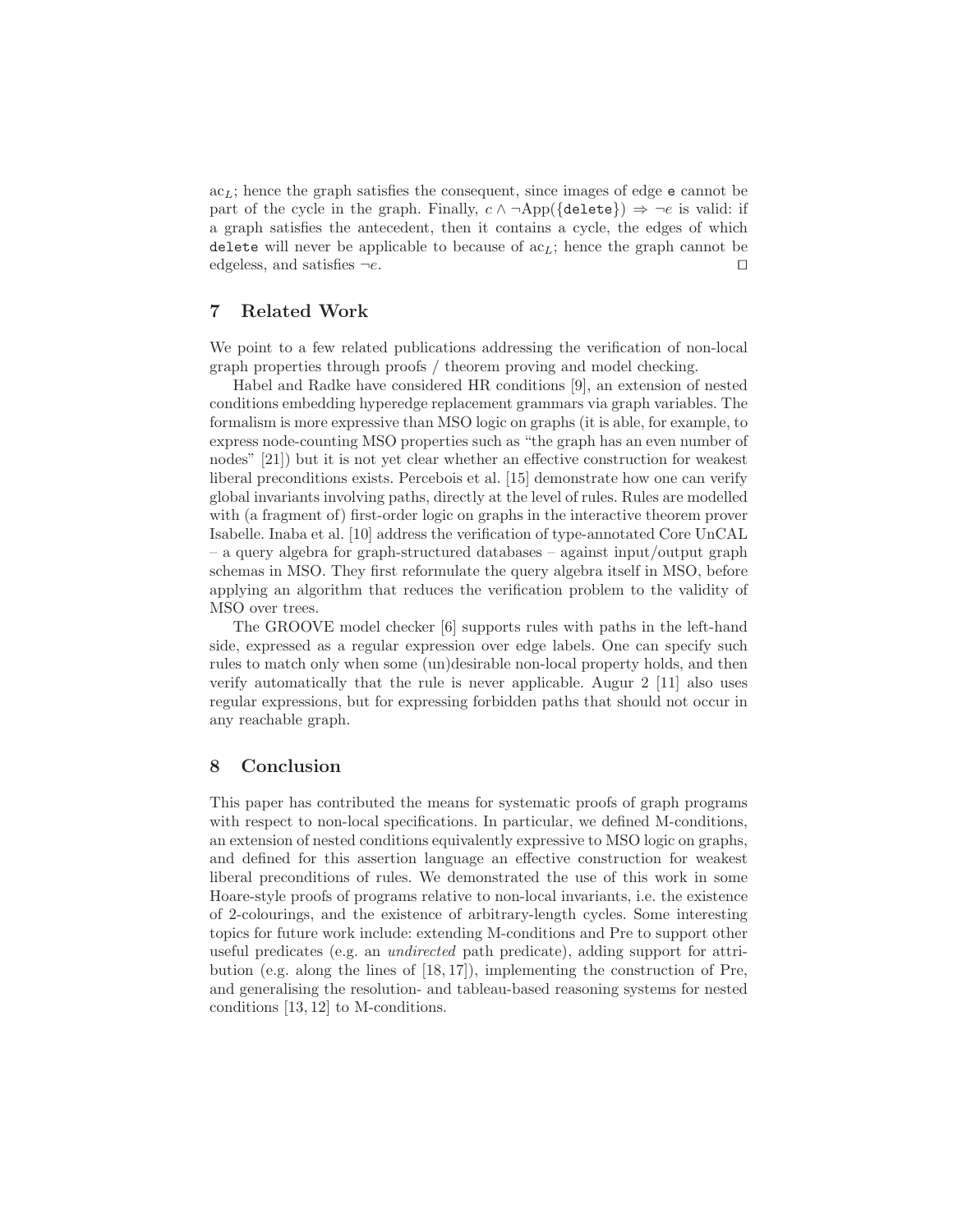$\text{ac}_L$; hence the graph satisfies the consequent, since images of edge `e` cannot be part of the cycle in the graph. Finally, $c \wedge \neg\text{App}(\{\texttt{delete}\}) \Rightarrow \neg e$ is valid: if a graph satisfies the antecedent, then it contains a cycle, the edges of which `delete` will never be applicable to because of $\text{ac}_L$; hence the graph cannot be edgeless, and satisfies $\neg e$. ☐

## 7 Related Work

We point to a few related publications addressing the verification of non-local graph properties through proofs / theorem proving and model checking.

Habel and Radke have considered HR conditions [9], an extension of nested conditions embedding hyperedge replacement grammars via graph variables. The formalism is more expressive than MSO logic on graphs (it is able, for example, to express node-counting MSO properties such as "the graph has an even number of nodes" [21]) but it is not yet clear whether an effective construction for weakest liberal preconditions exists. Percebois et al. [15] demonstrate how one can verify global invariants involving paths, directly at the level of rules. Rules are modelled with (a fragment of) first-order logic on graphs in the interactive theorem prover Isabelle. Inaba et al. [10] address the verification of type-annotated Core UnCAL – a query algebra for graph-structured databases – against input/output graph schemas in MSO. They first reformulate the query algebra itself in MSO, before applying an algorithm that reduces the verification problem to the validity of MSO over trees.

The GROOVE model checker [6] supports rules with paths in the left-hand side, expressed as a regular expression over edge labels. One can specify such rules to match only when some (un)desirable non-local property holds, and then verify automatically that the rule is never applicable. Augur 2 [11] also uses regular expressions, but for expressing forbidden paths that should not occur in any reachable graph.

## 8 Conclusion

This paper has contributed the means for systematic proofs of graph programs with respect to non-local specifications. In particular, we defined M-conditions, an extension of nested conditions equivalently expressive to MSO logic on graphs, and defined for this assertion language an effective construction for weakest liberal preconditions of rules. We demonstrated the use of this work in some Hoare-style proofs of programs relative to non-local invariants, i.e. the existence of 2-colourings, and the existence of arbitrary-length cycles. Some interesting topics for future work include: extending M-conditions and Pre to support other useful predicates (e.g. an *undirected* path predicate), adding support for attribution (e.g. along the lines of [18, 17]), implementing the construction of Pre, and generalising the resolution- and tableau-based reasoning systems for nested conditions [13, 12] to M-conditions.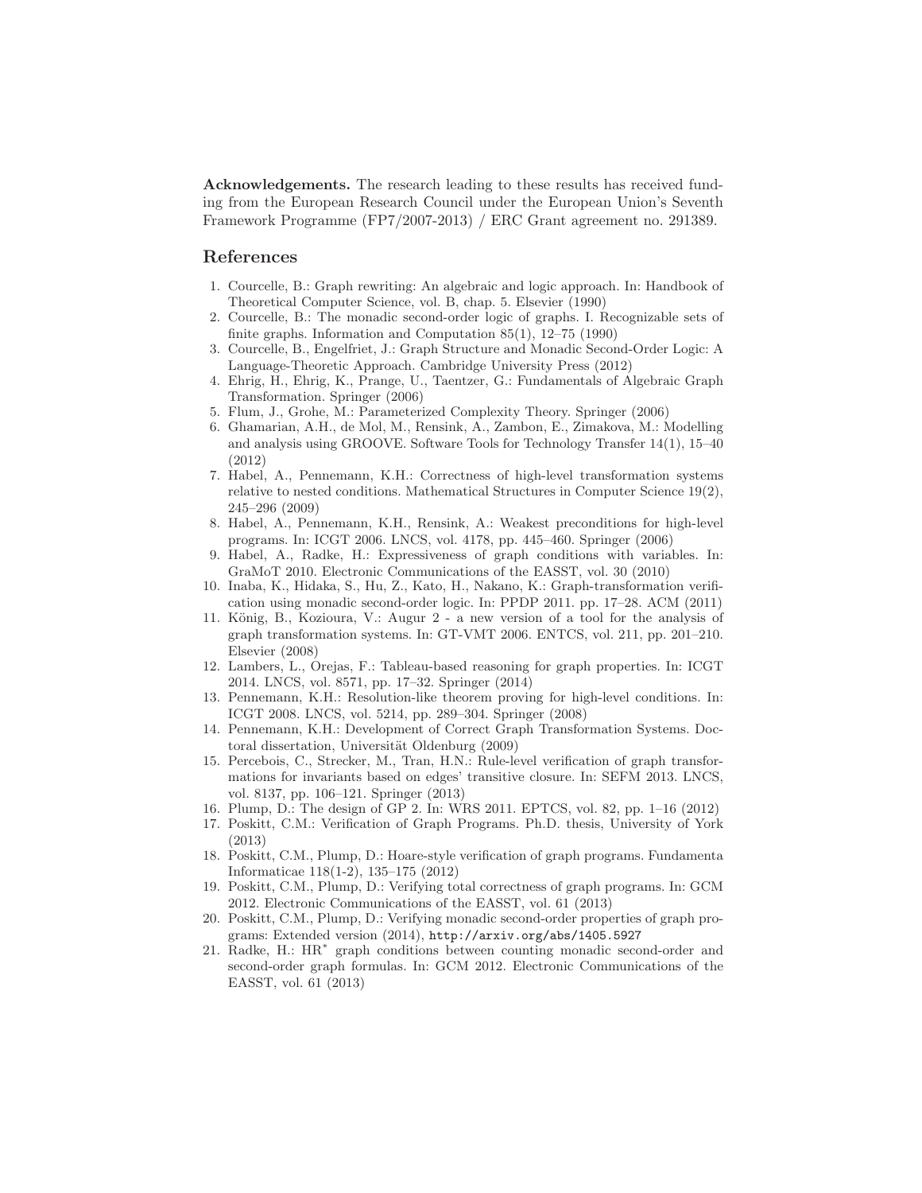**Acknowledgements.** The research leading to these results has received funding from the European Research Council under the European Union's Seventh Framework Programme (FP7/2007-2013) / ERC Grant agreement no. 291389.

## References

1. Courcelle, B.: Graph rewriting: An algebraic and logic approach. In: Handbook of Theoretical Computer Science, vol. B, chap. 5. Elsevier (1990)
2. Courcelle, B.: The monadic second-order logic of graphs. I. Recognizable sets of finite graphs. Information and Computation 85(1), 12–75 (1990)
3. Courcelle, B., Engelfriet, J.: Graph Structure and Monadic Second-Order Logic: A Language-Theoretic Approach. Cambridge University Press (2012)
4. Ehrig, H., Ehrig, K., Prange, U., Taentzer, G.: Fundamentals of Algebraic Graph Transformation. Springer (2006)
5. Flum, J., Grohe, M.: Parameterized Complexity Theory. Springer (2006)
6. Ghamarian, A.H., de Mol, M., Rensink, A., Zambon, E., Zimakova, M.: Modelling and analysis using GROOVE. Software Tools for Technology Transfer 14(1), 15–40 (2012)
7. Habel, A., Pennemann, K.H.: Correctness of high-level transformation systems relative to nested conditions. Mathematical Structures in Computer Science 19(2), 245–296 (2009)
8. Habel, A., Pennemann, K.H., Rensink, A.: Weakest preconditions for high-level programs. In: ICGT 2006. LNCS, vol. 4178, pp. 445–460. Springer (2006)
9. Habel, A., Radke, H.: Expressiveness of graph conditions with variables. In: GraMoT 2010. Electronic Communications of the EASST, vol. 30 (2010)
10. Inaba, K., Hidaka, S., Hu, Z., Kato, H., Nakano, K.: Graph-transformation verification using monadic second-order logic. In: PPDP 2011. pp. 17–28. ACM (2011)
11. König, B., Kozioura, V.: Augur 2 - a new version of a tool for the analysis of graph transformation systems. In: GT-VMT 2006. ENTCS, vol. 211, pp. 201–210. Elsevier (2008)
12. Lambers, L., Orejas, F.: Tableau-based reasoning for graph properties. In: ICGT 2014. LNCS, vol. 8571, pp. 17–32. Springer (2014)
13. Pennemann, K.H.: Resolution-like theorem proving for high-level conditions. In: ICGT 2008. LNCS, vol. 5214, pp. 289–304. Springer (2008)
14. Pennemann, K.H.: Development of Correct Graph Transformation Systems. Doctoral dissertation, Universität Oldenburg (2009)
15. Percebois, C., Strecker, M., Tran, H.N.: Rule-level verification of graph transformations for invariants based on edges' transitive closure. In: SEFM 2013. LNCS, vol. 8137, pp. 106–121. Springer (2013)
16. Plump, D.: The design of GP 2. In: WRS 2011. EPTCS, vol. 82, pp. 1–16 (2012)
17. Poskitt, C.M.: Verification of Graph Programs. Ph.D. thesis, University of York (2013)
18. Poskitt, C.M., Plump, D.: Hoare-style verification of graph programs. Fundamenta Informaticae 118(1-2), 135–175 (2012)
19. Poskitt, C.M., Plump, D.: Verifying total correctness of graph programs. In: GCM 2012. Electronic Communications of the EASST, vol. 61 (2013)
20. Poskitt, C.M., Plump, D.: Verifying monadic second-order properties of graph programs: Extended version (2014), http://arxiv.org/abs/1405.5927
21. Radke, H.: $\mathrm{HR}^*$ graph conditions between counting monadic second-order and second-order graph formulas. In: GCM 2012. Electronic Communications of the EASST, vol. 61 (2013)